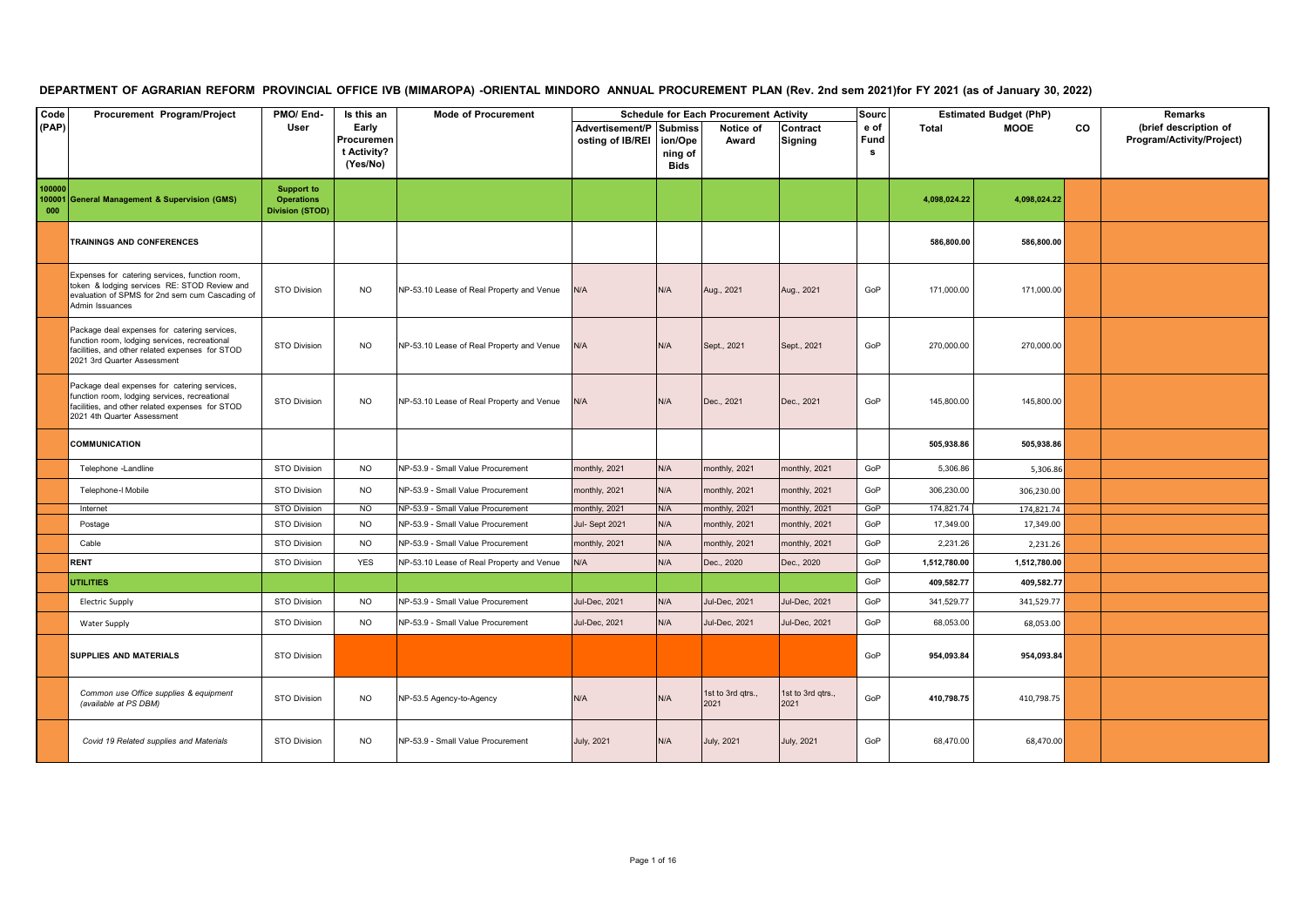# DEPARTMENT OF AGRARIAN REFORM PROVINCIAL OFFICE IVB (MIMAROPA) -ORIENTAL MINDORO ANNUAL PROCUREMENT PLAN (Rev. 2nd sem 2021)for FY 2021 (as of January 30, 2022)

| Code (PAP) | Procurement Program/Project | PMO/ End-User | Is this an Early Procurement Activity? (Yes/No) | Mode of Procurement | Schedule for Each Procurement Activity | | | | Source of Funds | Estimated Budget (PhP) | | | Remarks (brief description of Program/Activity/Project) |
|---|---|---|---|---|---|---|---|---|---|---|---|---|---|
| | | | | | Advertisement/Posting of IB/REI | Submission/Opening of Bids | Notice of Award | Contract Signing | | Total | MOOE | CO | |
| 100000 100001 000 | **General Management & Supervision (GMS)** | **Support to Operations Division (STOD)** | | | | | | | | **4,098,024.22** | **4,098,024.22** | | |
| | **TRAININGS AND CONFERENCES** | | | | | | | | | **586,800.00** | **586,800.00** | | |
| | Expenses for catering services, function room, token & lodging services RE: STOD Review and evaluation of SPMS for 2nd sem cum Cascading of Admin Issuances | STO Division | NO | NP-53.10 Lease of Real Property and Venue | N/A | N/A | Aug., 2021 | Aug., 2021 | GoP | 171,000.00 | 171,000.00 | | |
| | Package deal expenses for catering services, function room, lodging services, recreational facilities, and other related expenses for STOD 2021 3rd Quarter Assessment | STO Division | NO | NP-53.10 Lease of Real Property and Venue | N/A | N/A | Sept., 2021 | Sept., 2021 | GoP | 270,000.00 | 270,000.00 | | |
| | Package deal expenses for catering services, function room, lodging services, recreational facilities, and other related expenses for STOD 2021 4th Quarter Assessment | STO Division | NO | NP-53.10 Lease of Real Property and Venue | N/A | N/A | Dec., 2021 | Dec., 2021 | GoP | 145,800.00 | 145,800.00 | | |
| | **COMMUNICATION** | | | | | | | | | **505,938.86** | **505,938.86** | | |
| | Telephone -Landline | STO Division | NO | NP-53.9 - Small Value Procurement | monthly, 2021 | N/A | monthly, 2021 | monthly, 2021 | GoP | 5,306.86 | 5,306.86 | | |
| | Telephone-l Mobile | STO Division | NO | NP-53.9 - Small Value Procurement | monthly, 2021 | N/A | monthly, 2021 | monthly, 2021 | GoP | 306,230.00 | 306,230.00 | | |
| | Internet | STO Division | NO | NP-53.9 - Small Value Procurement | monthly, 2021 | N/A | monthly, 2021 | monthly, 2021 | GoP | 174,821.74 | 174,821.74 | | |
| | Postage | STO Division | NO | NP-53.9 - Small Value Procurement | Jul- Sept 2021 | N/A | monthly, 2021 | monthly, 2021 | GoP | 17,349.00 | 17,349.00 | | |
| | Cable | STO Division | NO | NP-53.9 - Small Value Procurement | monthly, 2021 | N/A | monthly, 2021 | monthly, 2021 | GoP | 2,231.26 | 2,231.26 | | |
| | **RENT** | STO Division | YES | NP-53.10 Lease of Real Property and Venue | N/A | N/A | Dec., 2020 | Dec., 2020 | GoP | 1,512,780.00 | 1,512,780.00 | | |
| | **UTILITIES** | | | | | | | | GoP | 409,582.77 | 409,582.77 | | |
| | Electric Supply | STO Division | NO | NP-53.9 - Small Value Procurement | Jul-Dec, 2021 | N/A | Jul-Dec, 2021 | Jul-Dec, 2021 | GoP | 341,529.77 | 341,529.77 | | |
| | Water Supply | STO Division | NO | NP-53.9 - Small Value Procurement | Jul-Dec, 2021 | N/A | Jul-Dec, 2021 | Jul-Dec, 2021 | GoP | 68,053.00 | 68,053.00 | | |
| | **SUPPLIES AND MATERIALS** | STO Division | | | | | | | GoP | **954,093.84** | **954,093.84** | | |
| | *Common use Office supplies & equipment (available at PS DBM)* | STO Division | NO | NP-53.5 Agency-to-Agency | N/A | N/A | 1st to 3rd qtrs., 2021 | 1st to 3rd qtrs., 2021 | GoP | **410,798.75** | 410,798.75 | | |
| | *Covid 19 Related supplies and Materials* | STO Division | NO | NP-53.9 - Small Value Procurement | July, 2021 | N/A | July, 2021 | July, 2021 | GoP | 68,470.00 | 68,470.00 | | |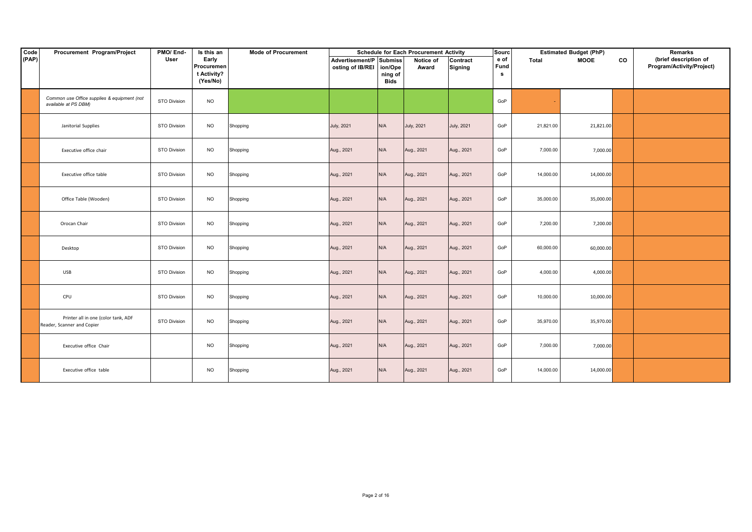| Code (PAP) | Procurement Program/Project | PMO/ End-User | Is this an Early Procurement Activity? (Yes/No) | Mode of Procurement | Schedule for Each Procurement Activity | | | | Source of Funds | Estimated Budget (PhP) | | | Remarks (brief description of Program/Activity/Project) |
|---|---|---|---|---|---|---|---|---|---|---|---|---|---|
| | | | | | Advertisement/Posting of IB/REI | Submission/Opening of Bids | Notice of Award | Contract Signing | | Total | MOOE | CO | |
| | *Common use Office supplies & equipment (not available at PS DBM)* | STO Division | NO | | | | | | GoP | - | | | |
| | Janitorial Supplies | STO Division | NO | Shopping | July, 2021 | N/A | July, 2021 | July, 2021 | GoP | 21,821.00 | 21,821.00 | | |
| | Executive office chair | STO Division | NO | Shopping | Aug., 2021 | N/A | Aug., 2021 | Aug., 2021 | GoP | 7,000.00 | 7,000.00 | | |
| | Executive office table | STO Division | NO | Shopping | Aug., 2021 | N/A | Aug., 2021 | Aug., 2021 | GoP | 14,000.00 | 14,000.00 | | |
| | Office Table (Wooden) | STO Division | NO | Shopping | Aug., 2021 | N/A | Aug., 2021 | Aug., 2021 | GoP | 35,000.00 | 35,000.00 | | |
| | Orocan Chair | STO Division | NO | Shopping | Aug., 2021 | N/A | Aug., 2021 | Aug., 2021 | GoP | 7,200.00 | 7,200.00 | | |
| | Desktop | STO Division | NO | Shopping | Aug., 2021 | N/A | Aug., 2021 | Aug., 2021 | GoP | 60,000.00 | 60,000.00 | | |
| | USB | STO Division | NO | Shopping | Aug., 2021 | N/A | Aug., 2021 | Aug., 2021 | GoP | 4,000.00 | 4,000.00 | | |
| | CPU | STO Division | NO | Shopping | Aug., 2021 | N/A | Aug., 2021 | Aug., 2021 | GoP | 10,000.00 | 10,000.00 | | |
| | Printer all in one (color tank, ADF Reader, Scanner and Copier | STO Division | NO | Shopping | Aug., 2021 | N/A | Aug., 2021 | Aug., 2021 | GoP | 35,970.00 | 35,970.00 | | |
| | Executive office Chair | | NO | Shopping | Aug., 2021 | N/A | Aug., 2021 | Aug., 2021 | GoP | 7,000.00 | 7,000.00 | | |
| | Executive office table | | NO | Shopping | Aug., 2021 | N/A | Aug., 2021 | Aug., 2021 | GoP | 14,000.00 | 14,000.00 | | |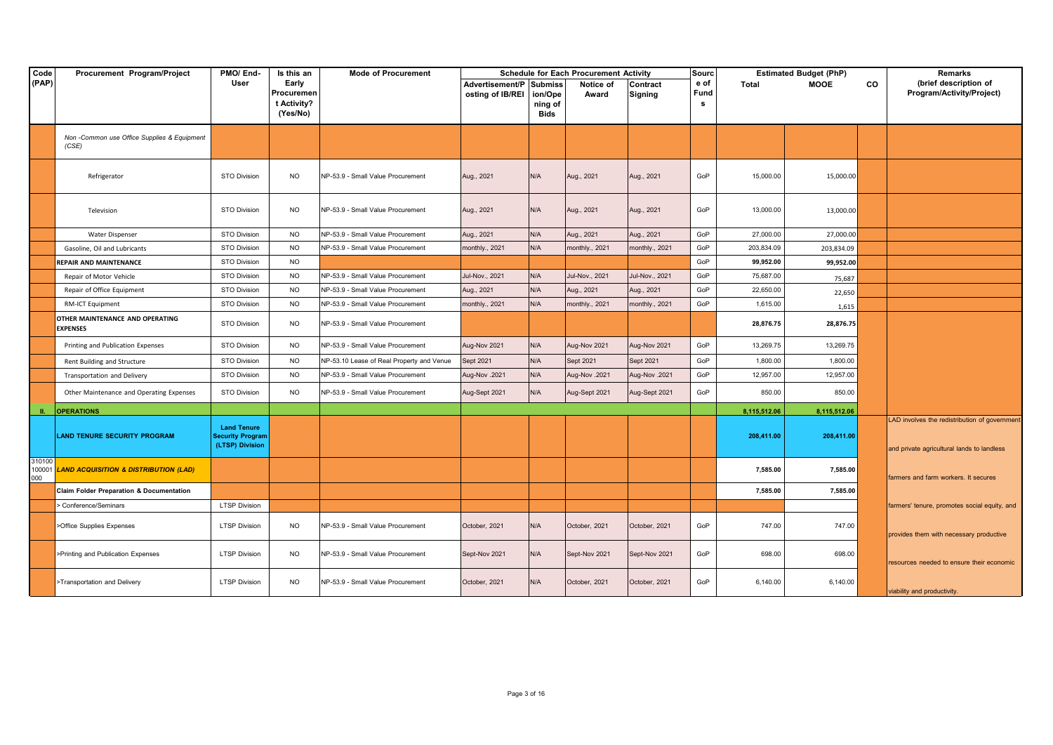| Code (PAP) | Procurement Program/Project | PMO/ End-User | Is this an Early Procurement Activity? (Yes/No) | Mode of Procurement | Schedule for Each Procurement Activity | | | | Source of Funds | Estimated Budget (PhP) | | | Remarks (brief description of Program/Activity/Project) |
|---|---|---|---|---|---|---|---|---|---|---|---|---|---|
| | | | | | Advertisement/Posting of IB/REI | Submission/Opening of Bids | Notice of Award | Contract Signing | | Total | MOOE | CO | |
| | *Non -Common use Office Supplies & Equipment (CSE)* | | | | | | | | | | | | |
| | Refrigerator | STO Division | NO | NP-53.9 - Small Value Procurement | Aug., 2021 | N/A | Aug., 2021 | Aug., 2021 | GoP | 15,000.00 | 15,000.00 | | |
| | Television | STO Division | NO | NP-53.9 - Small Value Procurement | Aug., 2021 | N/A | Aug., 2021 | Aug., 2021 | GoP | 13,000.00 | 13,000.00 | | |
| | Water Dispenser | STO Division | NO | NP-53.9 - Small Value Procurement | Aug., 2021 | N/A | Aug., 2021 | Aug., 2021 | GoP | 27,000.00 | 27,000.00 | | |
| | Gasoline, Oil and Lubricants | STO Division | NO | NP-53.9 - Small Value Procurement | monthly., 2021 | N/A | monthly., 2021 | monthly., 2021 | GoP | 203,834.09 | 203,834.09 | | |
| | **REPAIR AND MAINTENANCE** | STO Division | NO | | | | | | GoP | **99,952.00** | **99,952.00** | | |
| | Repair of Motor Vehicle | STO Division | NO | NP-53.9 - Small Value Procurement | Jul-Nov., 2021 | N/A | Jul-Nov., 2021 | Jul-Nov., 2021 | GoP | 75,687.00 | 75,687 | | |
| | Repair of Office Equipment | STO Division | NO | NP-53.9 - Small Value Procurement | Aug., 2021 | N/A | Aug., 2021 | Aug., 2021 | GoP | 22,650.00 | 22,650 | | |
| | RM-ICT Equipment | STO Division | NO | NP-53.9 - Small Value Procurement | monthly., 2021 | N/A | monthly., 2021 | monthly., 2021 | GoP | 1,615.00 | 1,615 | | |
| | **OTHER MAINTENANCE AND OPERATING EXPENSES** | STO Division | NO | NP-53.9 - Small Value Procurement | | | | | | **28,876.75** | **28,876.75** | | |
| | Printing and Publication Expenses | STO Division | NO | NP-53.9 - Small Value Procurement | Aug-Nov 2021 | N/A | Aug-Nov 2021 | Aug-Nov 2021 | GoP | 13,269.75 | 13,269.75 | | |
| | Rent Building and Structure | STO Division | NO | NP-53.10 Lease of Real Property and Venue | Sept 2021 | N/A | Sept 2021 | Sept 2021 | GoP | 1,800.00 | 1,800.00 | | |
| | Transportation and Delivery | STO Division | NO | NP-53.9 - Small Value Procurement | Aug-Nov .2021 | N/A | Aug-Nov .2021 | Aug-Nov .2021 | GoP | 12,957.00 | 12,957.00 | | |
| | Other Maintenance and Operating Expenses | STO Division | NO | NP-53.9 - Small Value Procurement | Aug-Sept 2021 | N/A | Aug-Sept 2021 | Aug-Sept 2021 | GoP | 850.00 | 850.00 | | |
| **II.** | **OPERATIONS** | | | | | | | | | **8,115,512.06** | **8,115,512.06** | | |
| | **LAND TENURE SECURITY PROGRAM** | **Land Tenure Security Program (LTSP) Division** | | | | | | | | **208,411.00** | **208,411.00** | | LAD involves the redistribution of government and private agricultural lands to landless |
| 310100 100001 000 | ***LAND ACQUISITION & DISTRIBUTION (LAD)*** | | | | | | | | | **7,585.00** | **7,585.00** | | farmers and farm workers. It secures |
| | **Claim Folder Preparation & Documentation** | | | | | | | | | **7,585.00** | **7,585.00** | | |
| | > Conference/Seminars | LTSP Division | | | | | | | | | | | farmers' tenure, promotes social equity, and |
| | >Office Supplies Expenses | LTSP Division | NO | NP-53.9 - Small Value Procurement | October, 2021 | N/A | October, 2021 | October, 2021 | GoP | 747.00 | 747.00 | | provides them with necessary productive |
| | >Printing and Publication Expenses | LTSP Division | NO | NP-53.9 - Small Value Procurement | Sept-Nov 2021 | N/A | Sept-Nov 2021 | Sept-Nov 2021 | GoP | 698.00 | 698.00 | | resources needed to ensure their economic |
| | >Transportation and Delivery | LTSP Division | NO | NP-53.9 - Small Value Procurement | October, 2021 | N/A | October, 2021 | October, 2021 | GoP | 6,140.00 | 6,140.00 | | viability and productivity. |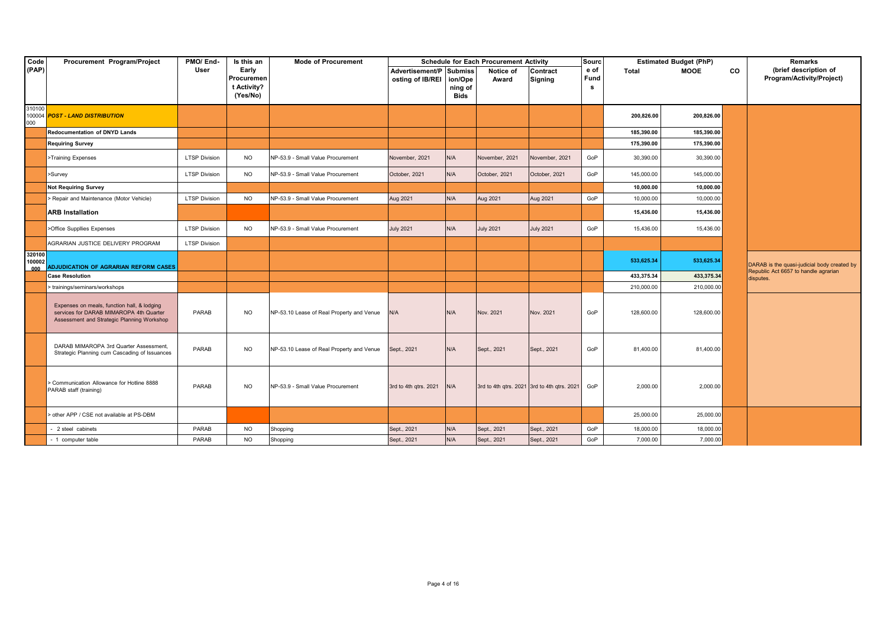| Code (PAP) | Procurement Program/Project | PMO/ End-User | Is this an Early Procurement Activity? (Yes/No) | Mode of Procurement | Schedule for Each Procurement Activity | | | | Source of Funds | Estimated Budget (PhP) | | | Remarks (brief description of Program/Activity/Project) |
|---|---|---|---|---|---|---|---|---|---|---|---|---|---|
| | | | | | Advertisement/Posting of IB/REI | Submission/Opening of Bids | Notice of Award | Contract Signing | | Total | MOOE | CO | |
| 310100100004000 | ***POST - LAND DISTRIBUTION*** | | | | | | | | | 200,826.00 | 200,826.00 | | |
| | **Redocumentation of DNYD Lands** | | | | | | | | | 185,390.00 | 185,390.00 | | |
| | **Requiring Survey** | | | | | | | | | 175,390.00 | 175,390.00 | | |
| | >Training Expenses | LTSP Division | NO | NP-53.9 - Small Value Procurement | November, 2021 | N/A | November, 2021 | November, 2021 | GoP | 30,390.00 | 30,390.00 | | |
| | >Survey | LTSP Division | NO | NP-53.9 - Small Value Procurement | October, 2021 | N/A | October, 2021 | October, 2021 | GoP | 145,000.00 | 145,000.00 | | |
| | **Not Requiring Survey** | | | | | | | | | 10,000.00 | 10,000.00 | | |
| | > Repair and Maintenance (Motor Vehicle) | LTSP Division | NO | NP-53.9 - Small Value Procurement | Aug 2021 | N/A | Aug 2021 | Aug 2021 | GoP | 10,000.00 | 10,000.00 | | |
| | **ARB Installation** | | | | | | | | | 15,436.00 | 15,436.00 | | |
| | >Office Suppllies Expenses | LTSP Division | NO | NP-53.9 - Small Value Procurement | July 2021 | N/A | July 2021 | July 2021 | GoP | 15,436.00 | 15,436.00 | | |
| | AGRARIAN JUSTICE DELIVERY PROGRAM | LTSP Division | | | | | | | | | | | |
| 320100100002000 | **ADJUDICATION OF AGRARIAN REFORM CASES** | | | | | | | | | 533,625.34 | 533,625.34 | | DARAB is the quasi-judicial body created by Republic Act 6657 to handle agrarian disputes. |
| | **Case Resolution** | | | | | | | | | 433,375.34 | 433,375.34 | | |
| | > trainings/seminars/workshops | | | | | | | | | 210,000.00 | 210,000.00 | | |
| | Expenses on meals, function hall, & lodging services for DARAB MIMAROPA 4th Quarter Assessment and Strategic Planning Workshop | PARAB | NO | NP-53.10 Lease of Real Property and Venue | N/A | N/A | Nov. 2021 | Nov. 2021 | GoP | 128,600.00 | 128,600.00 | | |
| | DARAB MIMAROPA 3rd Quarter Assessment, Strategic Planning cum Cascading of Issuances | PARAB | NO | NP-53.10 Lease of Real Property and Venue | Sept., 2021 | N/A | Sept., 2021 | Sept., 2021 | GoP | 81,400.00 | 81,400.00 | | |
| | > Communication Allowance for Hotline 8888 PARAB staff (training) | PARAB | NO | NP-53.9 - Small Value Procurement | 3rd to 4th qtrs. 2021 | N/A | 3rd to 4th qtrs. 2021 | 3rd to 4th qtrs. 2021 | GoP | 2,000.00 | 2,000.00 | | |
| | > other APP / CSE not available at PS-DBM | | | | | | | | | 25,000.00 | 25,000.00 | | |
| | - 2 steel cabinets | PARAB | NO | Shopping | Sept., 2021 | N/A | Sept., 2021 | Sept., 2021 | GoP | 18,000.00 | 18,000.00 | | |
| | - 1 computer table | PARAB | NO | Shopping | Sept., 2021 | N/A | Sept., 2021 | Sept., 2021 | GoP | 7,000.00 | 7,000.00 | | |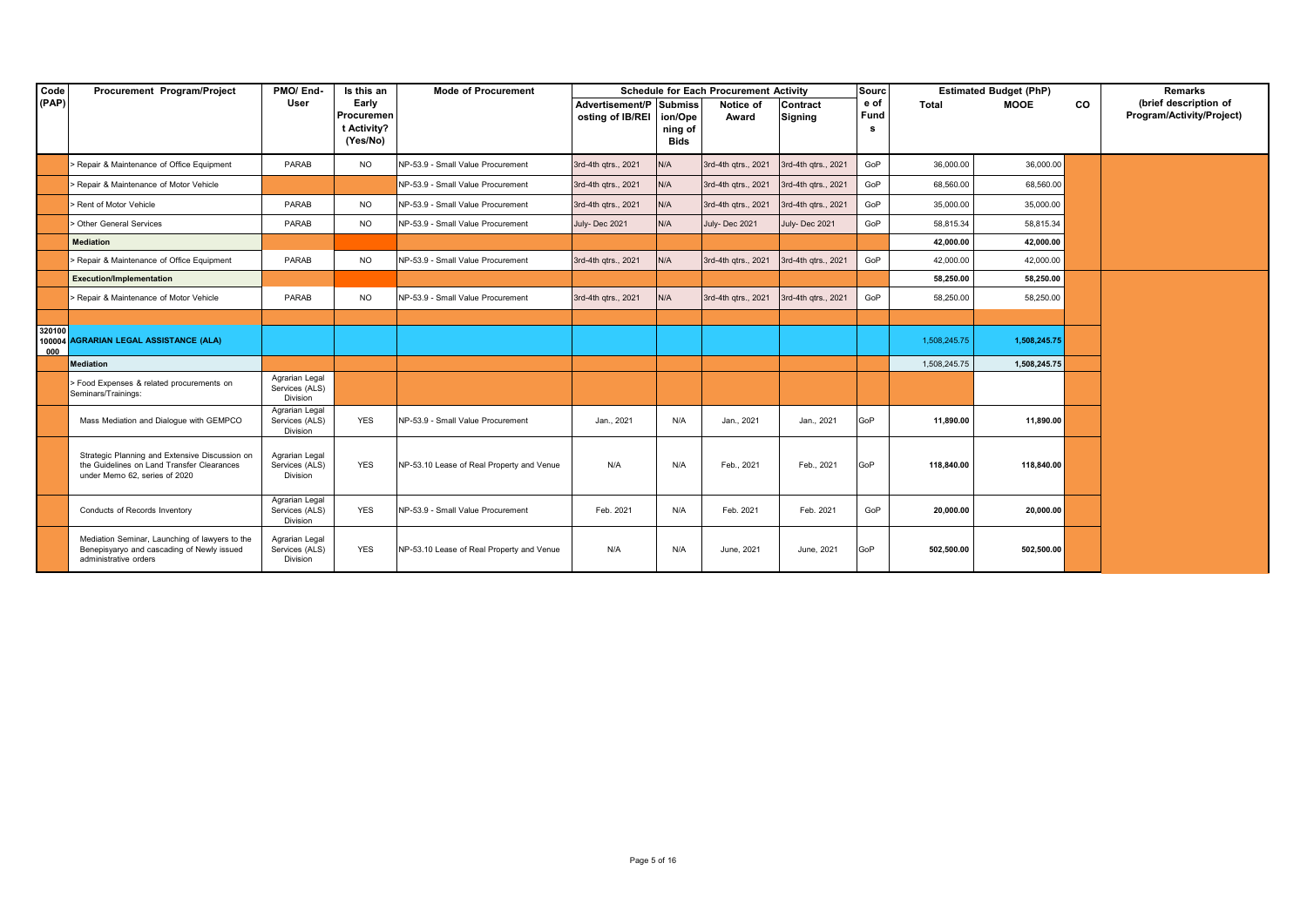| Code (PAP) | Procurement Program/Project | PMO/ End-User | Is this an Early Procurement Activity? (Yes/No) | Mode of Procurement | Schedule for Each Procurement Activity | | | | Source of Funds | Estimated Budget (PhP) | | | Remarks (brief description of Program/Activity/Project) |
|---|---|---|---|---|---|---|---|---|---|---|---|---|---|
| | | | | | Advertisement/Posting of IB/REI | Submission/Opening of Bids | Notice of Award | Contract Signing | | Total | MOOE | CO | |
| | > Repair & Maintenance of Office Equipment | PARAB | NO | NP-53.9 - Small Value Procurement | 3rd-4th qtrs., 2021 | N/A | 3rd-4th qtrs., 2021 | 3rd-4th qtrs., 2021 | GoP | 36,000.00 | 36,000.00 | | |
| | > Repair & Maintenance of Motor Vehicle | | | NP-53.9 - Small Value Procurement | 3rd-4th qtrs., 2021 | N/A | 3rd-4th qtrs., 2021 | 3rd-4th qtrs., 2021 | GoP | 68,560.00 | 68,560.00 | | |
| | > Rent of Motor Vehicle | PARAB | NO | NP-53.9 - Small Value Procurement | 3rd-4th qtrs., 2021 | N/A | 3rd-4th qtrs., 2021 | 3rd-4th qtrs., 2021 | GoP | 35,000.00 | 35,000.00 | | |
| | > Other General Services | PARAB | NO | NP-53.9 - Small Value Procurement | July- Dec 2021 | N/A | July- Dec 2021 | July- Dec 2021 | GoP | 58,815.34 | 58,815.34 | | |
| | **Mediation** | | | | | | | | | **42,000.00** | **42,000.00** | | |
| | > Repair & Maintenance of Office Equipment | PARAB | NO | NP-53.9 - Small Value Procurement | 3rd-4th qtrs., 2021 | N/A | 3rd-4th qtrs., 2021 | 3rd-4th qtrs., 2021 | GoP | 42,000.00 | 42,000.00 | | |
| | **Execution/Implementation** | | | | | | | | | **58,250.00** | **58,250.00** | | |
| | > Repair & Maintenance of Motor Vehicle | PARAB | NO | NP-53.9 - Small Value Procurement | 3rd-4th qtrs., 2021 | N/A | 3rd-4th qtrs., 2021 | 3rd-4th qtrs., 2021 | GoP | 58,250.00 | 58,250.00 | | |
| | | | | | | | | | | | | | |
| **320100100004000** | **AGRARIAN LEGAL ASSISTANCE (ALA)** | | | | | | | | | 1,508,245.75 | **1,508,245.75** | | |
| | **Mediation** | | | | | | | | | 1,508,245.75 | **1,508,245.75** | | |
| | > Food Expenses & related procurements on Seminars/Trainings: | Agrarian Legal Services (ALS) Division | | | | | | | | | | | |
| | Mass Mediation and Dialogue with GEMPCO | Agrarian Legal Services (ALS) Division | YES | NP-53.9 - Small Value Procurement | Jan., 2021 | N/A | Jan., 2021 | Jan., 2021 | GoP | **11,890.00** | **11,890.00** | | |
| | Strategic Planning and Extensive Discussion on the Guidelines on Land Transfer Clearances under Memo 62, series of 2020 | Agrarian Legal Services (ALS) Division | YES | NP-53.10 Lease of Real Property and Venue | N/A | N/A | Feb., 2021 | Feb., 2021 | GoP | **118,840.00** | **118,840.00** | | |
| | Conducts of Records Inventory | Agrarian Legal Services (ALS) Division | YES | NP-53.9 - Small Value Procurement | Feb. 2021 | N/A | Feb. 2021 | Feb. 2021 | GoP | **20,000.00** | **20,000.00** | | |
| | Mediation Seminar, Launching of lawyers to the Benepisyaryo and cascading of Newly issued administrative orders | Agrarian Legal Services (ALS) Division | YES | NP-53.10 Lease of Real Property and Venue | N/A | N/A | June, 2021 | June, 2021 | GoP | **502,500.00** | **502,500.00** | | |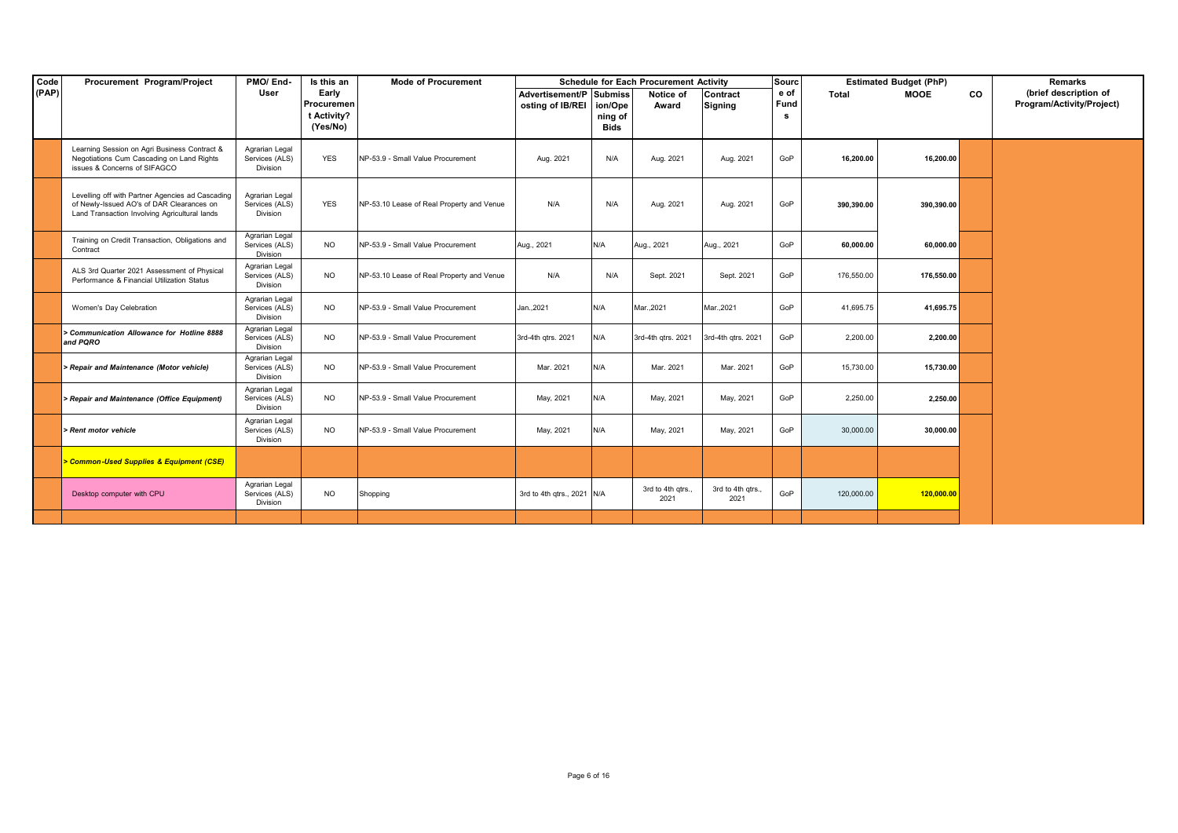| Code (PAP) | Procurement Program/Project | PMO/ End-User | Is this an Early Procurement Activity? (Yes/No) | Mode of Procurement | Schedule for Each Procurement Activity | | | | Source of Funds | Estimated Budget (PhP) | | | Remarks (brief description of Program/Activity/Project) |
|---|---|---|---|---|---|---|---|---|---|---|---|---|---|
| | | | | | Advertisement/Posting of IB/REI | Submission/Opening of Bids | Notice of Award | Contract Signing | | Total | MOOE | CO | |
| | Learning Session on Agri Business Contract & Negotiations Cum Cascading on Land Rights issues & Concerns of SIFAGCO | Agrarian Legal Services (ALS) Division | YES | NP-53.9 - Small Value Procurement | Aug. 2021 | N/A | Aug. 2021 | Aug. 2021 | GoP | 16,200.00 | 16,200.00 | | |
| | Levelling off with Partner Agencies ad Cascading of Newly-Issued AO's of DAR Clearances on Land Transaction Involving Agricultural lands | Agrarian Legal Services (ALS) Division | YES | NP-53.10 Lease of Real Property and Venue | N/A | N/A | Aug. 2021 | Aug. 2021 | GoP | 390,390.00 | 390,390.00 | | |
| | Training on Credit Transaction, Obligations and Contract | Agrarian Legal Services (ALS) Division | NO | NP-53.9 - Small Value Procurement | Aug., 2021 | N/A | Aug., 2021 | Aug., 2021 | GoP | 60,000.00 | 60,000.00 | | |
| | ALS 3rd Quarter 2021 Assessment of Physical Performance & Financial Utilization Status | Agrarian Legal Services (ALS) Division | NO | NP-53.10 Lease of Real Property and Venue | N/A | N/A | Sept. 2021 | Sept. 2021 | GoP | 176,550.00 | 176,550.00 | | |
| | Women's Day Celebration | Agrarian Legal Services (ALS) Division | NO | NP-53.9 - Small Value Procurement | Jan.,2021 | N/A | Mar.,2021 | Mar.,2021 | GoP | 41,695.75 | 41,695.75 | | |
| | ***> Communication Allowance for Hotline 8888 and PQRO*** | Agrarian Legal Services (ALS) Division | NO | NP-53.9 - Small Value Procurement | 3rd-4th qtrs. 2021 | N/A | 3rd-4th qtrs. 2021 | 3rd-4th qtrs. 2021 | GoP | 2,200.00 | 2,200.00 | | |
| | ***> Repair and Maintenance (Motor vehicle)*** | Agrarian Legal Services (ALS) Division | NO | NP-53.9 - Small Value Procurement | Mar. 2021 | N/A | Mar. 2021 | Mar. 2021 | GoP | 15,730.00 | 15,730.00 | | |
| | ***> Repair and Maintenance (Office Equipment)*** | Agrarian Legal Services (ALS) Division | NO | NP-53.9 - Small Value Procurement | May, 2021 | N/A | May, 2021 | May, 2021 | GoP | 2,250.00 | 2,250.00 | | |
| | ***> Rent motor vehicle*** | Agrarian Legal Services (ALS) Division | NO | NP-53.9 - Small Value Procurement | May, 2021 | N/A | May, 2021 | May, 2021 | GoP | 30,000.00 | 30,000.00 | | |
| | ***> Common-Used Supplies & Equipment (CSE)*** | | | | | | | | | | | | |
| | Desktop computer with CPU | Agrarian Legal Services (ALS) Division | NO | Shopping | 3rd to 4th qtrs., 2021 | N/A | 3rd to 4th qtrs., 2021 | 3rd to 4th qtrs., 2021 | GoP | 120,000.00 | 120,000.00 | | |
| | | | | | | | | | | | | | |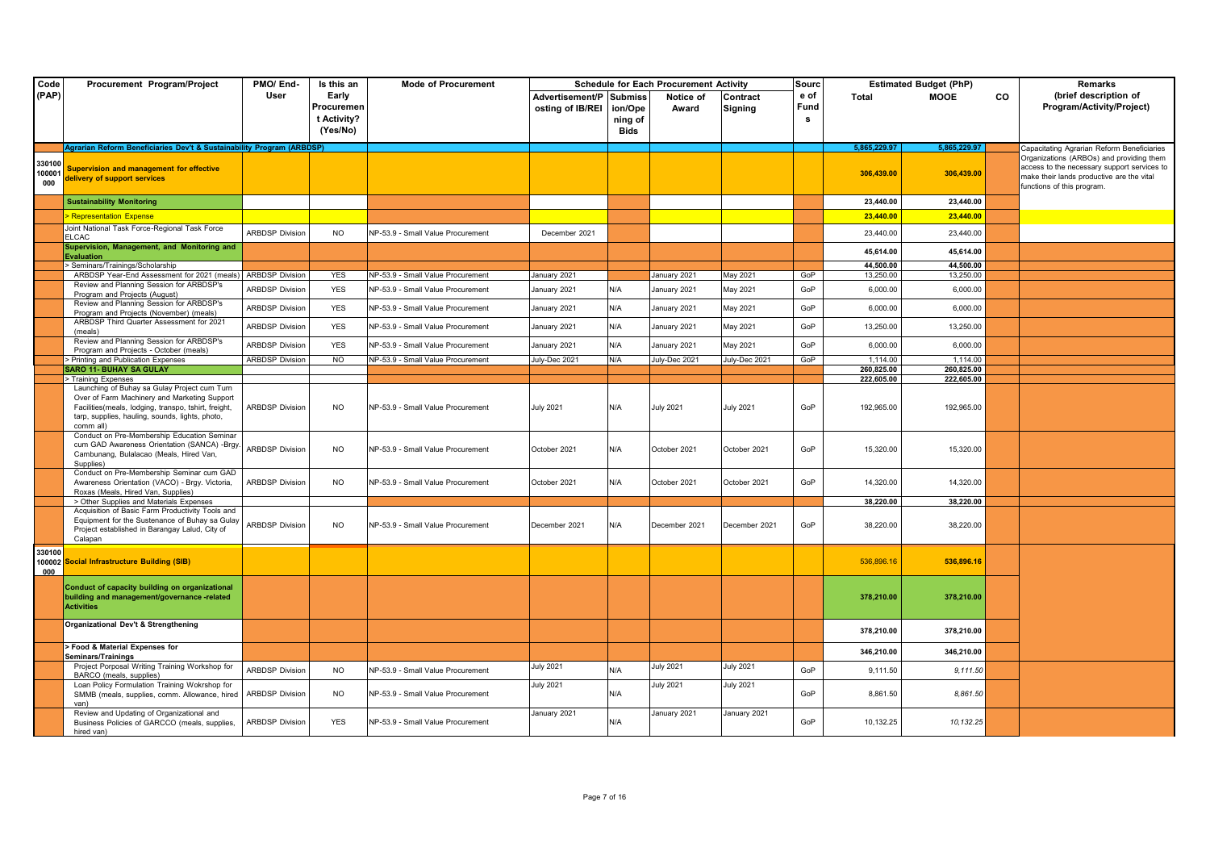| Code (PAP) | Procurement Program/Project | PMO/ End-User | Is this an Early Procurement Activity? (Yes/No) | Mode of Procurement | Schedule for Each Procurement Activity | | | | Source of Funds | Estimated Budget (PhP) | | | Remarks (brief description of Program/Activity/Project) |
|---|---|---|---|---|---|---|---|---|---|---|---|---|---|
| | | | | | Advertisement/Posting of IB/REI | Submission/Opening of Bids | Notice of Award | Contract Signing | | Total | MOOE | CO | |
| | **Agrarian Reform Beneficiaries Dev't & Sustainability Program (ARBDSP)** | | | | | | | | | **5,865,229.97** | **5,865,229.97** | | Capacitating Agrarian Reform Beneficiaries Organizations (ARBOs) and providing them access to the necessary support services to make their lands productive are the vital functions of this program. |
| 330100100001000 | **Supervision and management for effective delivery of support services** | | | | | | | | | **306,439.00** | **306,439.00** | | |
| | **Sustainability Monitoring** | | | | | | | | | **23,440.00** | **23,440.00** | | |
| | > Representation Expense | | | | | | | | | **23,440.00** | **23,440.00** | | |
| | Joint National Task Force-Regional Task Force ELCAC | ARBDSP Division | NO | NP-53.9 - Small Value Procurement | December 2021 | | | | | 23,440.00 | 23,440.00 | | |
| | **Supervision, Management, and Monitoring and Evaluation** | | | | | | | | | **45,614.00** | **45,614.00** | | |
| | > Seminars/Trainings/Scholarship | | | | | | | | | **44,500.00** | **44,500.00** | | |
| | ARBDSP Year-End Assessment for 2021 (meals) | ARBDSP Division | YES | NP-53.9 - Small Value Procurement | January 2021 | | January 2021 | May 2021 | GoP | 13,250.00 | 13,250.00 | | |
| | Review and Planning Session for ARBDSP's Program and Projects (August) | ARBDSP Division | YES | NP-53.9 - Small Value Procurement | January 2021 | N/A | January 2021 | May 2021 | GoP | 6,000.00 | 6,000.00 | | |
| | Review and Planning Session for ARBDSP's Program and Projects (November) (meals) | ARBDSP Division | YES | NP-53.9 - Small Value Procurement | January 2021 | N/A | January 2021 | May 2021 | GoP | 6,000.00 | 6,000.00 | | |
| | ARBDSP Third Quarter Assessment for 2021 (meals) | ARBDSP Division | YES | NP-53.9 - Small Value Procurement | January 2021 | N/A | January 2021 | May 2021 | GoP | 13,250.00 | 13,250.00 | | |
| | Review and Planning Session for ARBDSP's Program and Projects - October (meals) | ARBDSP Division | YES | NP-53.9 - Small Value Procurement | January 2021 | N/A | January 2021 | May 2021 | GoP | 6,000.00 | 6,000.00 | | |
| | > Printing and Publication Expenses | ARBDSP Division | NO | NP-53.9 - Small Value Procurement | July-Dec 2021 | N/A | July-Dec 2021 | July-Dec 2021 | GoP | 1,114.00 | 1,114.00 | | |
| | **SARO 11- BUHAY SA GULAY** | | | | | | | | | **260,825.00** | **260,825.00** | | |
| | > Training Expenses | | | | | | | | | **222,605.00** | **222,605.00** | | |
| | Launching of Buhay sa Gulay Project cum Turn Over of Farm Machinery and Marketing Support Facilities(meals, lodging, transpo, tshirt, freight, tarp, supplies, hauling, sounds, lights, photo, comm all) | ARBDSP Division | NO | NP-53.9 - Small Value Procurement | July 2021 | N/A | July 2021 | July 2021 | GoP | 192,965.00 | 192,965.00 | | |
| | Conduct on Pre-Membership Education Seminar cum GAD Awareness Orientation (SANCA) -Brgy. Cambunang, Bulalacao (Meals, Hired Van, Supplies) | ARBDSP Division | NO | NP-53.9 - Small Value Procurement | October 2021 | N/A | October 2021 | October 2021 | GoP | 15,320.00 | 15,320.00 | | |
| | Conduct on Pre-Membership Seminar cum GAD Awareness Orientation (VACO) - Brgy. Victoria, Roxas (Meals, Hired Van, Supplies) | ARBDSP Division | NO | NP-53.9 - Small Value Procurement | October 2021 | N/A | October 2021 | October 2021 | GoP | 14,320.00 | 14,320.00 | | |
| | > Other Supplies and Materials Expenses | | | | | | | | | **38,220.00** | **38,220.00** | | |
| | Acquisition of Basic Farm Productivity Tools and Equipment for the Sustenance of Buhay sa Gulay Project established in Barangay Lalud, City of Calapan | ARBDSP Division | NO | NP-53.9 - Small Value Procurement | December 2021 | N/A | December 2021 | December 2021 | GoP | 38,220.00 | 38,220.00 | | |
| 330100100002000 | **Social Infrastructure Building (SIB)** | | | | | | | | | 536,896.16 | **536,896.16** | | |
| | **Conduct of capacity building on organizational building and management/governance -related Activities** | | | | | | | | | **378,210.00** | **378,210.00** | | |
| | **Organizational Dev't & Strengthening** | | | | | | | | | **378,210.00** | **378,210.00** | | |
| | **> Food & Material Expenses for Seminars/Trainings** | | | | | | | | | **346,210.00** | **346,210.00** | | |
| | Project Porposal Writing Training Workshop for BARCO (meals, supplies) | ARBDSP Division | NO | NP-53.9 - Small Value Procurement | July 2021 | N/A | July 2021 | July 2021 | GoP | 9,111.50 | *9,111.50* | | |
| | Loan Policy Formulation Training Wokrshop for SMMB (meals, supplies, comm. Allowance, hired van) | ARBDSP Division | NO | NP-53.9 - Small Value Procurement | July 2021 | N/A | July 2021 | July 2021 | GoP | 8,861.50 | *8,861.50* | | |
| | Review and Updating of Organizational and Business Policies of GARCCO (meals, supplies, hired van) | ARBDSP Division | YES | NP-53.9 - Small Value Procurement | January 2021 | N/A | January 2021 | January 2021 | GoP | 10,132.25 | *10,132.25* | | |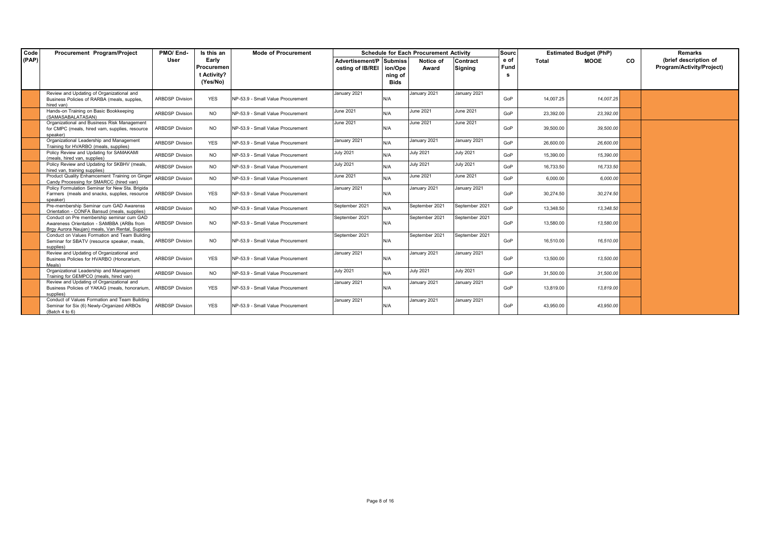| Code (PAP) | Procurement Program/Project | PMO/ End-User | Is this an Early Procurement Activity? (Yes/No) | Mode of Procurement | Schedule for Each Procurement Activity | | | | Source of Funds | Estimated Budget (PhP) | | | Remarks (brief description of Program/Activity/Project) |
|---|---|---|---|---|---|---|---|---|---|---|---|---|---|
| | | | | | Advertisement/Posting of IB/REI | Submission/Opening of Bids | Notice of Award | Contract Signing | | Total | MOOE | CO | |
| | Review and Updating of Organizational and Business Policies of RARBA (meals, supples, hired van) | ARBDSP Division | YES | NP-53.9 - Small Value Procurement | January 2021 | N/A | January 2021 | January 2021 | GoP | 14,007.25 | 14,007.25 | | |
| | Hands-on Training on Basic Bookkeeping (SAMASABALATASAN) | ARBDSP Division | NO | NP-53.9 - Small Value Procurement | June 2021 | N/A | June 2021 | June 2021 | GoP | 23,392.00 | 23,392.00 | | |
| | Organizational and Business Risk Management for CMPC (meals, hired vam, supplies, resource speaker) | ARBDSP Division | NO | NP-53.9 - Small Value Procurement | June 2021 | N/A | June 2021 | June 2021 | GoP | 39,500.00 | 39,500.00 | | |
| | Organizational Leadership and Management Training for HVARBO (meals, supplies) | ARBDSP Division | YES | NP-53.9 - Small Value Procurement | January 2021 | N/A | January 2021 | January 2021 | GoP | 26,600.00 | 26,600.00 | | |
| | Policy Review and Updating for SAMAKAMI (meals, hired van, supplies) | ARBDSP Division | NO | NP-53.9 - Small Value Procurement | July 2021 | N/A | July 2021 | July 2021 | GoP | 15,390.00 | 15,390.00 | | |
| | Policy Review and Updating for SKBHV (meals, hired van, training supplies) | ARBDSP Division | NO | NP-53.9 - Small Value Procurement | July 2021 | N/A | July 2021 | July 2021 | GoP | 16,733.50 | 16,733.50 | | |
| | Product Quality Enhamcement Training on Ginger Candy Processing for SMARCC (hired van) | ARBDSP Division | NO | NP-53.9 - Small Value Procurement | June 2021 | N/A | June 2021 | June 2021 | GoP | 6,000.00 | 6,000.00 | | |
| | Policy Formulation Seminar for New Sta. Brigida Farmers (meals and snacks, supplies, resource speaker) | ARBDSP Division | YES | NP-53.9 - Small Value Procurement | January 2021 | N/A | January 2021 | January 2021 | GoP | 30,274.50 | 30,274.50 | | |
| | Pre-membership Seminar cum GAD Awarenss Orientation - CONFA Bansud (meals, supplies) | ARBDSP Division | NO | NP-53.9 - Small Value Procurement | September 2021 | N/A | September 2021 | September 2021 | GoP | 13,348.50 | 13,348.50 | | |
| | Conduct on Pre membership seminar cum GAD Awareness Orientation - SAMBBA (ARBs from Brgy Aurora Naujan) meals, Van Rental, Supplies | ARBDSP Division | NO | NP-53.9 - Small Value Procurement | September 2021 | N/A | September 2021 | September 2021 | GoP | 13,580.00 | 13,580.00 | | |
| | Conduct on Values Formation and Team Building Seminar for SBATV (resource speaker, meals, supplies) | ARBDSP Division | NO | NP-53.9 - Small Value Procurement | September 2021 | N/A | September 2021 | September 2021 | GoP | 16,510.00 | 16,510.00 | | |
| | Review and Updating of Organizational and Business Policies for HVARBO (Honorarium, Meals) | ARBDSP Division | YES | NP-53.9 - Small Value Procurement | January 2021 | N/A | January 2021 | January 2021 | GoP | 13,500.00 | 13,500.00 | | |
| | Organizational Leadership and Management Training for GEMPCO (meals, hired van) | ARBDSP Division | NO | NP-53.9 - Small Value Procurement | July 2021 | N/A | July 2021 | July 2021 | GoP | 31,500.00 | 31,500.00 | | |
| | Review and Updating of Organizational and Business Policies of YAKAG (meals, honorarium, supplies) | ARBDSP Division | YES | NP-53.9 - Small Value Procurement | January 2021 | N/A | January 2021 | January 2021 | GoP | 13,819.00 | 13,819.00 | | |
| | Conduct of Values Formation and Team Building Seminar for Six (6) Newly-Organized ARBOs (Batch 4 to 6) | ARBDSP Division | YES | NP-53.9 - Small Value Procurement | January 2021 | N/A | January 2021 | January 2021 | GoP | 43,950.00 | 43,950.00 | | |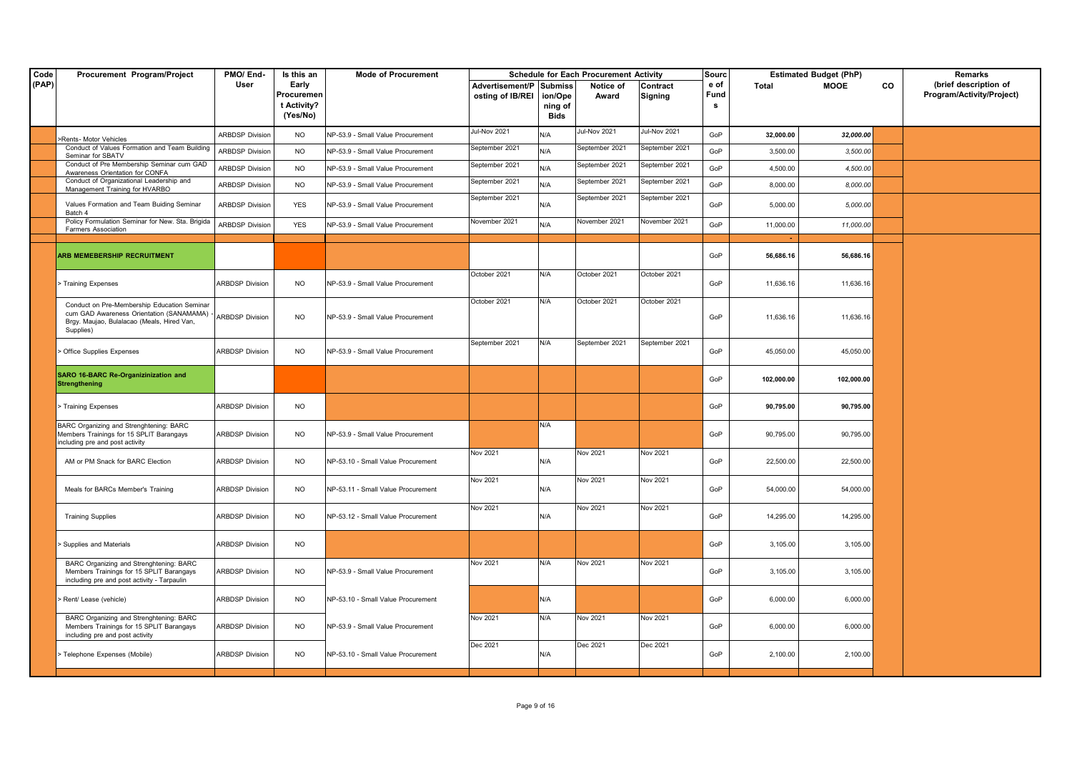| Code (PAP) | Procurement Program/Project | PMO/ End-User | Is this an Early Procurement Activity? (Yes/No) | Mode of Procurement | Schedule for Each Procurement Activity | | | | Source of Funds | Estimated Budget (PhP) | | | Remarks (brief description of Program/Activity/Project) |
|---|---|---|---|---|---|---|---|---|---|---|---|---|---|
| | | | | | Advertisement/Posting of IB/REI | Submission/Opening of Bids | Notice of Award | Contract Signing | | Total | MOOE | CO | |
| | >Rents- Motor Vehicles | ARBDSP Division | NO | NP-53.9 - Small Value Procurement | Jul-Nov 2021 | N/A | Jul-Nov 2021 | Jul-Nov 2021 | GoP | 32,000.00 | *32,000.00* | | |
| | Conduct of Values Formation and Team Building Seminar for SBATV | ARBDSP Division | NO | NP-53.9 - Small Value Procurement | September 2021 | N/A | September 2021 | September 2021 | GoP | 3,500.00 | *3,500.00* | | |
| | Conduct of Pre Membership Seminar cum GAD Awareness Orientation for CONFA | ARBDSP Division | NO | NP-53.9 - Small Value Procurement | September 2021 | N/A | September 2021 | September 2021 | GoP | 4,500.00 | *4,500.00* | | |
| | Conduct of Organizational Leadership and Management Training for HVARBO | ARBDSP Division | NO | NP-53.9 - Small Value Procurement | September 2021 | N/A | September 2021 | September 2021 | GoP | 8,000.00 | *8,000.00* | | |
| | Values Formation and Team Buiding Seminar Batch 4 | ARBDSP Division | YES | NP-53.9 - Small Value Procurement | September 2021 | N/A | September 2021 | September 2021 | GoP | 5,000.00 | *5,000.00* | | |
| | Policy Formulation Seminar for New. Sta. Brigida Farmers Association | ARBDSP Division | YES | NP-53.9 - Small Value Procurement | November 2021 | N/A | November 2021 | November 2021 | GoP | 11,000.00 | *11,000.00* | | |
| | | | | | | | | | | - | | | |
| | **ARB MEMEBERSHIP RECRUITMENT** | | | | | | | | GoP | **56,686.16** | **56,686.16** | | |
| | > Training Expenses | ARBDSP Division | NO | NP-53.9 - Small Value Procurement | October 2021 | N/A | October 2021 | October 2021 | GoP | 11,636.16 | 11,636.16 | | |
| | Conduct on Pre-Membership Education Seminar cum GAD Awareness Orientation (SANAMAMA) - Brgy. Maujao, Bulalacao (Meals, Hired Van, Supplies) | ARBDSP Division | NO | NP-53.9 - Small Value Procurement | October 2021 | N/A | October 2021 | October 2021 | GoP | 11,636.16 | 11,636.16 | | |
| | > Office Supplies Expenses | ARBDSP Division | NO | NP-53.9 - Small Value Procurement | September 2021 | N/A | September 2021 | September 2021 | GoP | 45,050.00 | 45,050.00 | | |
| | **SARO 16-BARC Re-Organizinization and Strengthening** | | | | | | | | GoP | **102,000.00** | **102,000.00** | | |
| | > Training Expenses | ARBDSP Division | NO | | | | | | GoP | **90,795.00** | **90,795.00** | | |
| | BARC Organizing and Strenghtening: BARC Members Trainings for 15 SPLIT Barangays including pre and post activity | ARBDSP Division | NO | NP-53.9 - Small Value Procurement | | N/A | | | GoP | 90,795.00 | 90,795.00 | | |
| | AM or PM Snack for BARC Election | ARBDSP Division | NO | NP-53.10 - Small Value Procurement | Nov 2021 | N/A | Nov 2021 | Nov 2021 | GoP | 22,500.00 | 22,500.00 | | |
| | Meals for BARCs Member's Training | ARBDSP Division | NO | NP-53.11 - Small Value Procurement | Nov 2021 | N/A | Nov 2021 | Nov 2021 | GoP | 54,000.00 | 54,000.00 | | |
| | Training Supplies | ARBDSP Division | NO | NP-53.12 - Small Value Procurement | Nov 2021 | N/A | Nov 2021 | Nov 2021 | GoP | 14,295.00 | 14,295.00 | | |
| | > Supplies and Materials | ARBDSP Division | NO | | | | | | GoP | 3,105.00 | 3,105.00 | | |
| | BARC Organizing and Strenghtening: BARC Members Trainings for 15 SPLIT Barangays including pre and post activity - Tarpaulin | ARBDSP Division | NO | NP-53.9 - Small Value Procurement | Nov 2021 | N/A | Nov 2021 | Nov 2021 | GoP | 3,105.00 | 3,105.00 | | |
| | > Rent/ Lease (vehicle) | ARBDSP Division | NO | NP-53.10 - Small Value Procurement | | N/A | | | GoP | 6,000.00 | 6,000.00 | | |
| | BARC Organizing and Strenghtening: BARC Members Trainings for 15 SPLIT Barangays including pre and post activity | ARBDSP Division | NO | NP-53.9 - Small Value Procurement | Nov 2021 | N/A | Nov 2021 | Nov 2021 | GoP | 6,000.00 | 6,000.00 | | |
| | > Telephone Expenses (Mobile) | ARBDSP Division | NO | NP-53.10 - Small Value Procurement | Dec 2021 | N/A | Dec 2021 | Dec 2021 | GoP | 2,100.00 | 2,100.00 | | |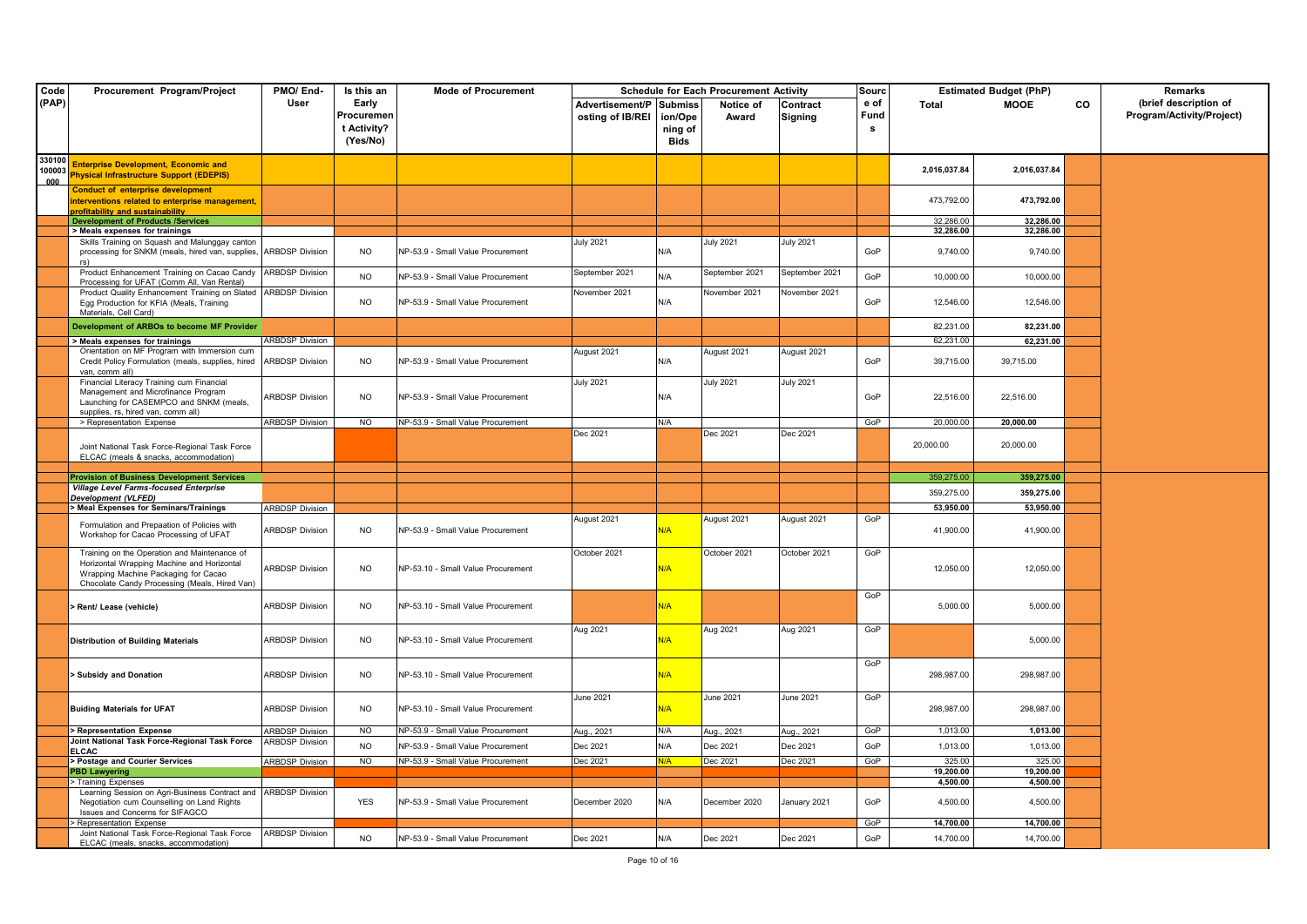| Code (PAP) | Procurement Program/Project | PMO/ End-User | Is this an Early Procurement Activity? (Yes/No) | Mode of Procurement | Schedule for Each Procurement Activity | | | | Source of Funds | Estimated Budget (PhP) | | | Remarks (brief description of Program/Activity/Project) |
|---|---|---|---|---|---|---|---|---|---|---|---|---|---|
| | | | | | Advertisement/Posting of IB/REI | Submission/Opening of Bids | Notice of Award | Contract Signing | | Total | MOOE | CO | |
| 330100100003000 | **Enterprise Development, Economic and Physical Infrastructure Support (EDEPIS)** | | | | | | | | | 2,016,037.84 | 2,016,037.84 | | |
| | **Conduct of enterprise development interventions related to enterprise management, profitability and sustainability** | | | | | | | | | 473,792.00 | 473,792.00 | | |
| | **Development of Products /Services** | | | | | | | | | 32,286.00 | 32,286.00 | | |
| | **> Meals expenses for trainings** | | | | | | | | | 32,286.00 | 32,286.00 | | |
| | Skills Training on Squash and Malunggay canton processing for SNKM (meals, hired van, supplies, rs) | ARBDSP Division | NO | NP-53.9 - Small Value Procurement | July 2021 | N/A | July 2021 | July 2021 | GoP | 9,740.00 | 9,740.00 | | |
| | Product Enhancement Training on Cacao Candy Processing for UFAT (Comm All, Van Rental) | ARBDSP Division | NO | NP-53.9 - Small Value Procurement | September 2021 | N/A | September 2021 | September 2021 | GoP | 10,000.00 | 10,000.00 | | |
| | Product Quality Enhancement Training on Slated Egg Production for KFIA (Meals, Training Materials, Cell Card) | ARBDSP Division | NO | NP-53.9 - Small Value Procurement | November 2021 | N/A | November 2021 | November 2021 | GoP | 12,546.00 | 12,546.00 | | |
| | **Development of ARBOs to become MF Provider** | | | | | | | | | 82,231.00 | 82,231.00 | | |
| | **> Meals expenses for trainings** | ARBDSP Division | | | | | | | | 62,231.00 | 62,231.00 | | |
| | Orientation on MF Program with Immersion cum Credit Policy Formulation (meals, supplies, hired van, comm all) | ARBDSP Division | NO | NP-53.9 - Small Value Procurement | August 2021 | N/A | August 2021 | August 2021 | GoP | 39,715.00 | 39,715.00 | | |
| | Financial Literacy Training cum Financial Management and Microfinance Program Launching for CASEMPCO and SNKM (meals, supplies, rs, hired van, comm all) | ARBDSP Division | NO | NP-53.9 - Small Value Procurement | July 2021 | N/A | July 2021 | July 2021 | GoP | 22,516.00 | 22,516.00 | | |
| | > Representation Expense | ARBDSP Division | NO | NP-53.9 - Small Value Procurement | | N/A | | | GoP | 20,000.00 | 20,000.00 | | |
| | Joint National Task Force-Regional Task Force ELCAC (meals & snacks, accommodation) | | | | Dec 2021 | | Dec 2021 | Dec 2021 | | 20,000.00 | 20,000.00 | | |
| | **Provision of Business Development Services** | | | | | | | | | 359,275.00 | 359,275.00 | | |
| | ***Village Level Farms-focused Enterprise Development (VLFED)*** | | | | | | | | | 359,275.00 | 359,275.00 | | |
| | **> Meal Expenses for Seminars/Trainings** | ARBDSP Division | | | | | | | | 53,950.00 | 53,950.00 | | |
| | Formulation and Prepaation of Policies with Workshop for Cacao Processing of UFAT | ARBDSP Division | NO | NP-53.9 - Small Value Procurement | August 2021 | N/A | August 2021 | August 2021 | GoP | 41,900.00 | 41,900.00 | | |
| | Training on the Operation and Maintenance of Horizontal Wrapping Machine and Horizontal Wrapping Machine Packaging for Cacao Chocolate Candy Processing (Meals, Hired Van) | ARBDSP Division | NO | NP-53.10 - Small Value Procurement | October 2021 | N/A | October 2021 | October 2021 | GoP | 12,050.00 | 12,050.00 | | |
| | **> Rent/ Lease (vehicle)** | ARBDSP Division | NO | NP-53.10 - Small Value Procurement | | N/A | | | GoP | 5,000.00 | 5,000.00 | | |
| | **Distribution of Building Materials** | ARBDSP Division | NO | NP-53.10 - Small Value Procurement | Aug 2021 | N/A | Aug 2021 | Aug 2021 | GoP | | 5,000.00 | | |
| | **> Subsidy and Donation** | ARBDSP Division | NO | NP-53.10 - Small Value Procurement | | N/A | | | GoP | 298,987.00 | 298,987.00 | | |
| | **Buiding Materials for UFAT** | ARBDSP Division | NO | NP-53.10 - Small Value Procurement | June 2021 | N/A | June 2021 | June 2021 | GoP | 298,987.00 | 298,987.00 | | |
| | **> Representation Expense** | ARBDSP Division | NO | NP-53.9 - Small Value Procurement | Aug., 2021 | N/A | Aug., 2021 | Aug., 2021 | GoP | 1,013.00 | 1,013.00 | | |
| | **Joint National Task Force-Regional Task Force ELCAC** | ARBDSP Division | NO | NP-53.9 - Small Value Procurement | Dec 2021 | N/A | Dec 2021 | Dec 2021 | GoP | 1,013.00 | 1,013.00 | | |
| | **> Postage and Courier Services** | ARBDSP Division | NO | NP-53.9 - Small Value Procurement | Dec 2021 | N/A | Dec 2021 | Dec 2021 | GoP | 325.00 | 325.00 | | |
| | **PBD Lawyering** | | | | | | | | | 19,200.00 | 19,200.00 | | |
| | > Training Expenses | | | | | | | | | 4,500.00 | 4,500.00 | | |
| | Learning Session on Agri-Business Contract and Negotiation cum Counselling on Land Rights Issues and Concerns for SIFAGCO | ARBDSP Division | YES | NP-53.9 - Small Value Procurement | December 2020 | N/A | December 2020 | January 2021 | GoP | 4,500.00 | 4,500.00 | | |
| | > Representation Expense | | | | | | | | GoP | 14,700.00 | 14,700.00 | | |
| | Joint National Task Force-Regional Task Force ELCAC (meals, snacks, accommodation) | ARBDSP Division | NO | NP-53.9 - Small Value Procurement | Dec 2021 | N/A | Dec 2021 | Dec 2021 | GoP | 14,700.00 | 14,700.00 | | |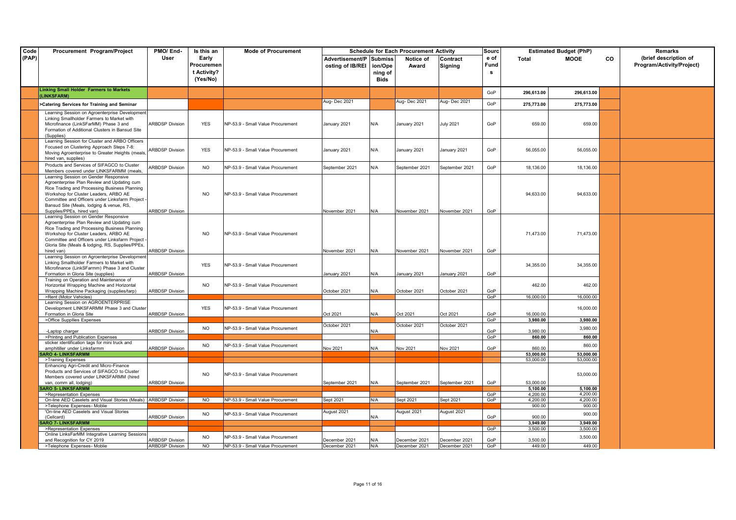| Code (PAP) | Procurement Program/Project | PMO/ End-User | Is this an Early Procurement Activity? (Yes/No) | Mode of Procurement | Schedule for Each Procurement Activity | | | | Source of Funds | Estimated Budget (PhP) | | | Remarks (brief description of Program/Activity/Project) |
|---|---|---|---|---|---|---|---|---|---|---|---|---|---|
| | | | | | Advertisement/Posting of IB/REI | Submission/Opening of Bids | Notice of Award | Contract Signing | | Total | MOOE | CO | |
| | **Linking Small Holder Farmers to Markets (LINKSFARM)** | | | | | | | | GoP | **296,613.00** | **296,613.00** | | |
| | **>Catering Services for Training and Seminar** | | | | Aug- Dec 2021 | | Aug- Dec 2021 | Aug- Dec 2021 | GoP | **275,773.00** | **275,773.00** | | |
| | Learning Session on Agroenterprise Development Linking Smallholder Farmers to Market with Microfinance (LinkSFarMM) Phase 3 and Formation of Additional Clusters in Bansud Site (Supplies) | ARBDSP Division | YES | NP-53.9 - Small Value Procurement | January 2021 | N/A | January 2021 | July 2021 | GoP | 659.00 | 659.00 | | |
| | Learning Session for Cluster and ARBO Officers Focused on Clustering Approach Steps 7-8: Moving Agroenterprise to Greater Heights (meals, hired van, supplies) | ARBDSP Division | YES | NP-53.9 - Small Value Procurement | January 2021 | N/A | January 2021 | January 2021 | GoP | 56,055.00 | 56,055.00 | | |
| | Products and Services of SIFAGCO to Cluster Members covered under LINKSFARMM (meals, | ARBDSP Division | NO | NP-53.9 - Small Value Procurement | September 2021 | N/A | September 2021 | September 2021 | GoP | 18,136.00 | 18,136.00 | | |
| | Learning Session on Gender Responsive Agroenterprise Plan Review and Updating cum Rice Trading and Processing Business Planning Workshop for Cluster Leaders, ARBO AE Committee and Officers under Linksfarm Project - Bansud Site (Meals, lodging & venue, RS, Supplies/PPEs, hired van) | ARBDSP Division | NO | NP-53.9 - Small Value Procurement | November 2021 | N/A | November 2021 | November 2021 | GoP | 94,633.00 | 94,633.00 | | |
| | Learning Session on Gender Responsive Agroenterprise Plan Review and Updating cum Rice Trading and Processing Business Planning Workshop for Cluster Leaders, ARBO AE Committee and Officers under Linksfarm Project - Gloria Site (Meals & lodging, RS, Supplies/PPEs, hired van) | ARBDSP Division | NO | NP-53.9 - Small Value Procurement | November 2021 | N/A | November 2021 | November 2021 | GoP | 71,473.00 | 71,473.00 | | |
| | Learning Session on Agroenterprise Development Linking Smallholder Farmers to Market with Microfinance (LinkSFarmm) Phase 3 and Cluster Formation in Gloria Site (supplies) | ARBDSP Division | YES | NP-53.9 - Small Value Procurement | January 2021 | N/A | January 2021 | January 2021 | GoP | 34,355.00 | 34,355.00 | | |
| | Training on Operation and Maintenance of Horizontal Wrapping Machine and Horizontal Wrapping Machine Packaging (supplies/tarp) | ARBDSP Division | NO | NP-53.9 - Small Value Procurement | October 2021 | N/A | October 2021 | October 2021 | GoP | 462.00 | 462.00 | | |
| | >Rent (Motor Vehicles) | | | | | | | | GoP | 16,000.00 | 16,000.00 | | |
| | Learning Session on AGROENTERPRISE Development LINKSFARMM Phase 3 and Cluster Formation in Gloria Site | ARBDSP Division | YES | NP-53.9 - Small Value Procurement | Oct 2021 | N/A | Oct 2021 | Oct 2021 | GoP | 16,000.00 | 16,000.00 | | |
| | >Office Suppllies Expenses | | | | | | | | GoP | **3,980.00** | **3,980.00** | | |
| | -Laptop charger | ARBDSP Division | NO | NP-53.9 - Small Value Procurement | October 2021 | N/A | October 2021 | October 2021 | GoP | 3,980.00 | 3,980.00 | | |
| | >Printing and Publication Expenses | | | | | | | | GoP | **860.00** | **860.00** | | |
| | sticker identification tags for mini truck and amphitiller under Linksfarmm | ARBDSP Division | NO | NP-53.9 - Small Value Procurement | Nov 2021 | N/A | Nov 2021 | Nov 2021 | GoP | 860.00 | 860.00 | | |
| | **SARO 4- LINKSFARMM** | | | | | | | | | **53,000.00** | **53,000.00** | | |
| | >Training Expenses | | | | | | | | | 53,000.00 | 53,000.00 | | |
| | Enhancing Agri-Credit and Micro-Finance Products and Services of SIFAGCO to Cluster Members covered under LINKSFARMM (hired van, comm all, lodging) | ARBDSP Division | NO | NP-53.9 - Small Value Procurement | September 2021 | N/A | September 2021 | September 2021 | GoP | 53,000.00 | 53,000.00 | | |
| | **SARO 5- LINKSFARMM** | | | | | | | | | **5,100.00** | **5,100.00** | | |
| | >Representation Expenses | | | | | | | | GoP | 4,200.00 | 4,200.00 | | |
| | On-line AED Caselets and Visual Stories (Meals) | ARBDSP Division | NO | NP-53.9 - Small Value Procurement | Sept 2021 | N/A | Sept 2021 | Sept 2021 | GoP | 4,200.00 | 4,200.00 | | |
| | >Telephone Expenses- Moblie | | | | | | | | | 900.00 | 900.00 | | |
| | 'On-line AED Caselets and Visual Stories (Cellcard) | ARBDSP Division | NO | NP-53.9 - Small Value Procurement | August 2021 | N/A | August 2021 | August 2021 | GoP | 900.00 | 900.00 | | |
| | **SARO 7- LINKSFARMM** | | | | | | | | | **3,949.00** | **3,949.00** | | |
| | >Representation Expenses | | | | | | | | GoP | 3,500.00 | 3,500.00 | | |
| | Online LinksFarMM Integrative Learning Sessions and Recognition for CY 2019 | ARBDSP Division | NO | NP-53.9 - Small Value Procurement | December 2021 | N/A | December 2021 | December 2021 | GoP | 3,500.00 | 3,500.00 | | |
| | >Telephone Expenses- Moblie | ARBDSP Division | NO | NP-53.9 - Small Value Procurement | December 2021 | N/A | December 2021 | December 2021 | GoP | 449.00 | 449.00 | | |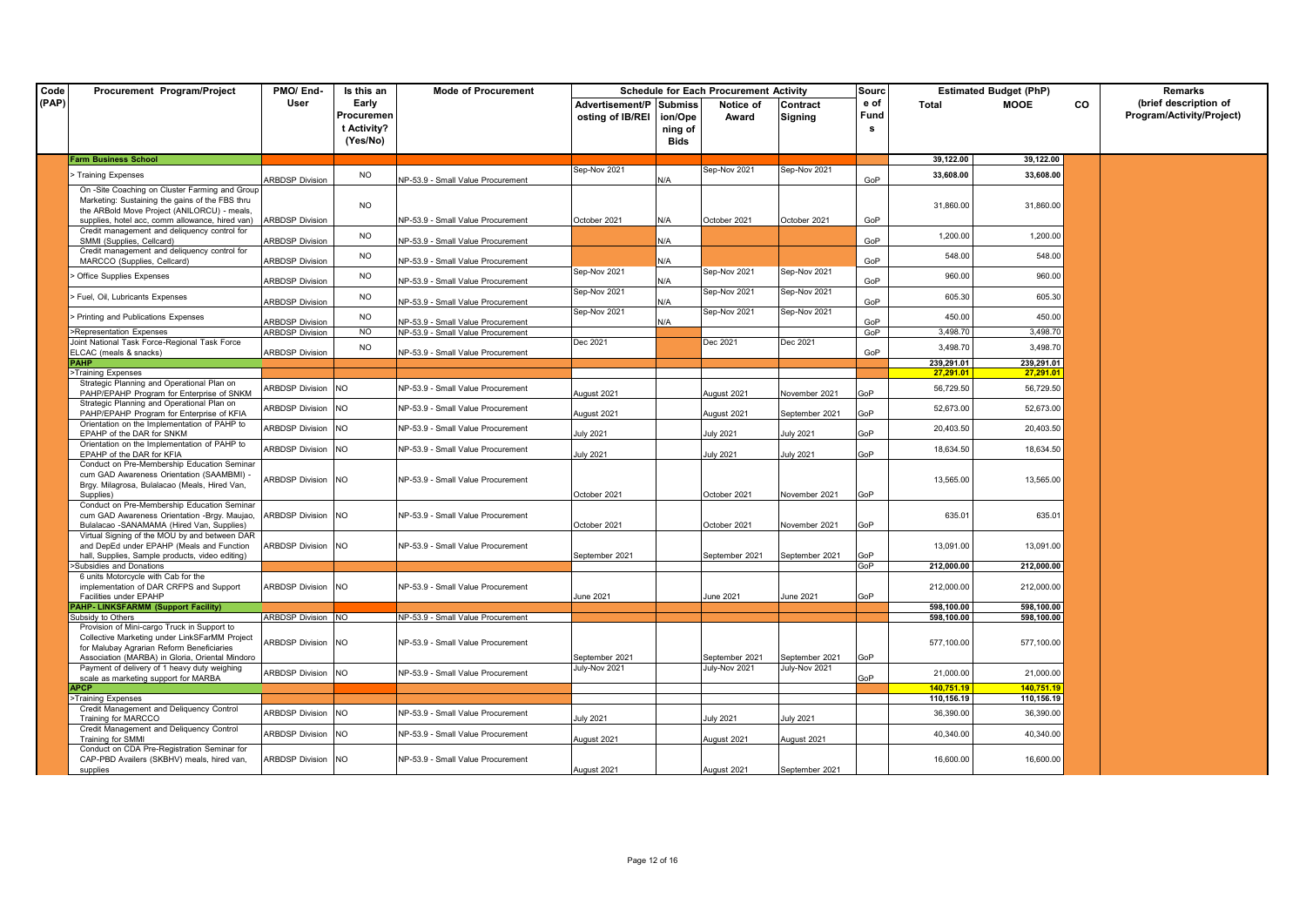| Code (PAP) | Procurement Program/Project | PMO/ End-User | Is this an Early Procurement Activity? (Yes/No) | Mode of Procurement | Schedule for Each Procurement Activity | | | | Source of Funds | Estimated Budget (PhP) | | | Remarks (brief description of Program/Activity/Project) |
|---|---|---|---|---|---|---|---|---|---|---|---|---|---|
| | | | | | Advertisement/Posting of IB/REI | Submission/Opening of Bids | Notice of Award | Contract Signing | | Total | MOOE | CO | |
| | **Farm Business School** | | | | | | | | | 39,122.00 | 39,122.00 | | |
| | > Training Expenses | ARBDSP Division | NO | NP-53.9 - Small Value Procurement | Sep-Nov 2021 | N/A | Sep-Nov 2021 | Sep-Nov 2021 | GoP | 33,608.00 | 33,608.00 | | |
| | On -Site Coaching on Cluster Farming and Group Marketing: Sustaining the gains of the FBS thru the ARBold Move Project (ANILORCU) - meals, supplies, hotel acc, comm allowance, hired van) | ARBDSP Division | NO | NP-53.9 - Small Value Procurement | October 2021 | N/A | October 2021 | October 2021 | GoP | 31,860.00 | 31,860.00 | | |
| | Credit management and deliquency control for SMMI (Supplies, Cellcard) | ARBDSP Division | NO | NP-53.9 - Small Value Procurement | | N/A | | | GoP | 1,200.00 | 1,200.00 | | |
| | Credit management and deliquency control for MARCCO (Supplies, Cellcard) | ARBDSP Division | NO | NP-53.9 - Small Value Procurement | | N/A | | | GoP | 548.00 | 548.00 | | |
| | > Office Supplies Expenses | ARBDSP Division | NO | NP-53.9 - Small Value Procurement | Sep-Nov 2021 | N/A | Sep-Nov 2021 | Sep-Nov 2021 | GoP | 960.00 | 960.00 | | |
| | > Fuel, Oil, Lubricants Expenses | ARBDSP Division | NO | NP-53.9 - Small Value Procurement | Sep-Nov 2021 | N/A | Sep-Nov 2021 | Sep-Nov 2021 | GoP | 605.30 | 605.30 | | |
| | > Printing and Publications Expenses | ARBDSP Division | NO | NP-53.9 - Small Value Procurement | Sep-Nov 2021 | N/A | Sep-Nov 2021 | Sep-Nov 2021 | GoP | 450.00 | 450.00 | | |
| | >Representation Expenses | ARBDSP Division | NO | NP-53.9 - Small Value Procurement | | | | | GoP | 3,498.70 | 3,498.70 | | |
| | Joint National Task Force-Regional Task Force ELCAC (meals & snacks) | ARBDSP Division | NO | NP-53.9 - Small Value Procurement | Dec 2021 | | Dec 2021 | Dec 2021 | GoP | 3,498.70 | 3,498.70 | | |
| | **PAHP** | | | | | | | | | 239,291.01 | 239,291.01 | | |
| | >Training Expenses | | | | | | | | | 27,291.01 | 27,291.01 | | |
| | Strategic Planning and Operational Plan on PAHP/EPAHP Program for Enterprise of SNKM | ARBDSP Division | NO | NP-53.9 - Small Value Procurement | August 2021 | | August 2021 | November 2021 | GoP | 56,729.50 | 56,729.50 | | |
| | Strategic Planning and Operational Plan on PAHP/EPAHP Program for Enterprise of KFIA | ARBDSP Division | NO | NP-53.9 - Small Value Procurement | August 2021 | | August 2021 | September 2021 | GoP | 52,673.00 | 52,673.00 | | |
| | Orientation on the Implementation of PAHP to EPAHP of the DAR for SNKM | ARBDSP Division | NO | NP-53.9 - Small Value Procurement | July 2021 | | July 2021 | July 2021 | GoP | 20,403.50 | 20,403.50 | | |
| | Orientation on the Implementation of PAHP to EPAHP of the DAR for KFIA | ARBDSP Division | NO | NP-53.9 - Small Value Procurement | July 2021 | | July 2021 | July 2021 | GoP | 18,634.50 | 18,634.50 | | |
| | Conduct on Pre-Membership Education Seminar cum GAD Awareness Orientation (SAAMBMI) - Brgy. Milagrosa, Bulalacao (Meals, Hired Van, Supplies) | ARBDSP Division | NO | NP-53.9 - Small Value Procurement | October 2021 | | October 2021 | November 2021 | GoP | 13,565.00 | 13,565.00 | | |
| | Conduct on Pre-Membership Education Seminar cum GAD Awareness Orientation -Brgy. Maujao, Bulalacao -SANAMAMA (Hired Van, Supplies) | ARBDSP Division | NO | NP-53.9 - Small Value Procurement | October 2021 | | October 2021 | November 2021 | GoP | 635.01 | 635.01 | | |
| | Virtual Signing of the MOU by and between DAR and DepEd under EPAHP (Meals and Function hall, Supplies, Sample products, video editing) | ARBDSP Division | NO | NP-53.9 - Small Value Procurement | September 2021 | | September 2021 | September 2021 | GoP | 13,091.00 | 13,091.00 | | |
| | >Subsidies and Donations | | | | | | | | GoP | 212,000.00 | 212,000.00 | | |
| | 6 units Motorcycle with Cab for the implementation of DAR CRFPS and Support Facilities under EPAHP | ARBDSP Division | NO | NP-53.9 - Small Value Procurement | June 2021 | | June 2021 | June 2021 | GoP | 212,000.00 | 212,000.00 | | |
| | **PAHP- LINKSFARMM (Support Facility)** | | | | | | | | | 598,100.00 | 598,100.00 | | |
| | Subsidy to Others | ARBDSP Division | NO | NP-53.9 - Small Value Procurement | | | | | | 598,100.00 | 598,100.00 | | |
| | Provision of Mini-cargo Truck in Support to Collective Marketing under LinkSFarMM Project for Malubay Agrarian Reform Beneficiaries Association (MARBA) in Gloria, Oriental Mindoro | ARBDSP Division | NO | NP-53.9 - Small Value Procurement | September 2021 | | September 2021 | September 2021 | GoP | 577,100.00 | 577,100.00 | | |
| | Payment of delivery of 1 heavy duty weighing scale as marketing support for MARBA | ARBDSP Division | NO | NP-53.9 - Small Value Procurement | July-Nov 2021 | | July-Nov 2021 | July-Nov 2021 | GoP | 21,000.00 | 21,000.00 | | |
| | **APCP** | | | | | | | | | 140,751.19 | 140,751.19 | | |
| | >Training Expenses | | | | | | | | | 110,156.19 | 110,156.19 | | |
| | Credit Management and Deliquency Control Training for MARCCO | ARBDSP Division | NO | NP-53.9 - Small Value Procurement | July 2021 | | July 2021 | July 2021 | | 36,390.00 | 36,390.00 | | |
| | Credit Management and Deliquency Control Training for SMMI | ARBDSP Division | NO | NP-53.9 - Small Value Procurement | August 2021 | | August 2021 | August 2021 | | 40,340.00 | 40,340.00 | | |
| | Conduct on CDA Pre-Registration Seminar for CAP-PBD Availers (SKBHV) meals, hired van, supplies | ARBDSP Division | NO | NP-53.9 - Small Value Procurement | August 2021 | | August 2021 | September 2021 | | 16,600.00 | 16,600.00 | | |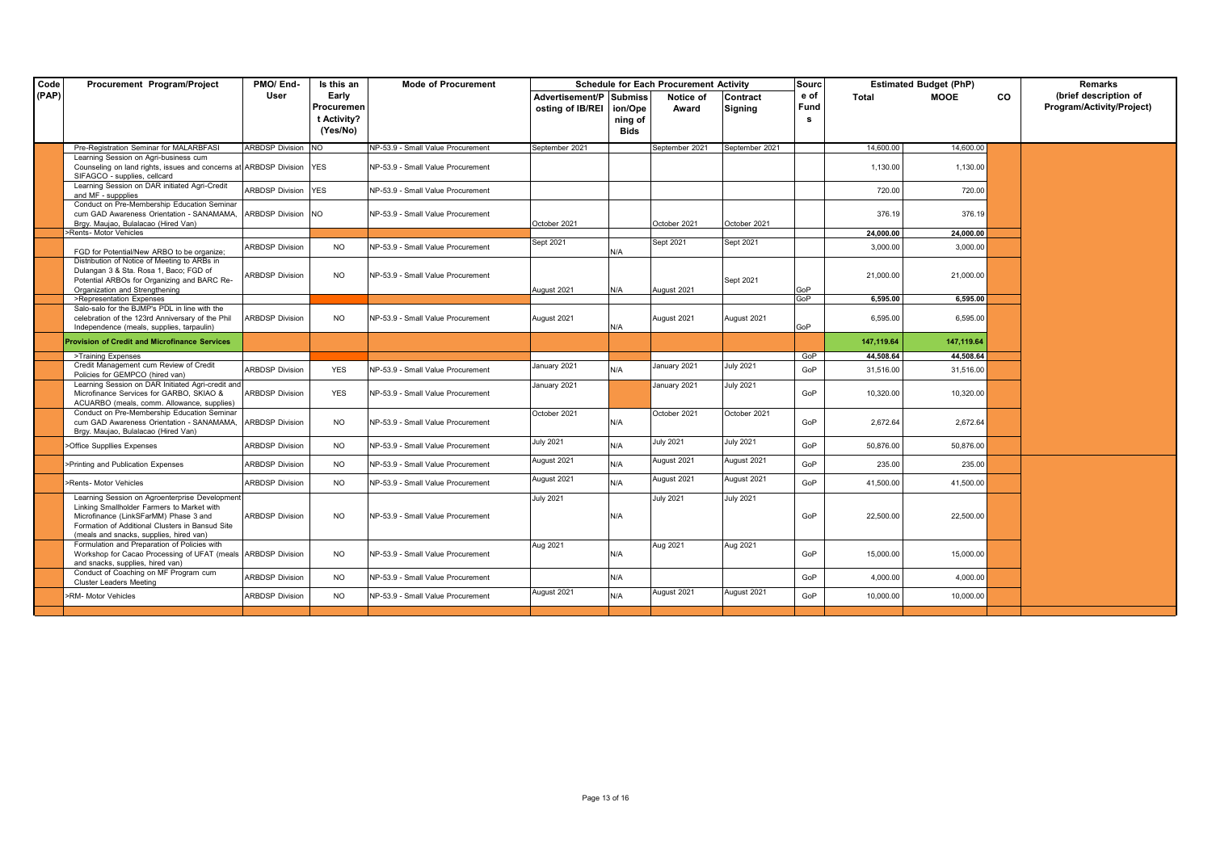| Code (PAP) | Procurement Program/Project | PMO/ End-User | Is this an Early Procurement Activity? (Yes/No) | Mode of Procurement | Schedule for Each Procurement Activity | | | | Source of Funds | Estimated Budget (PhP) | | | Remarks (brief description of Program/Activity/Project) |
|---|---|---|---|---|---|---|---|---|---|---|---|---|---|
| | | | | | Advertisement/Posting of IB/REI | Submission/Opening of Bids | Notice of Award | Contract Signing | | Total | MOOE | CO | |
| | Pre-Registration Seminar for MALARBFASI | ARBDSP Division | NO | NP-53.9 - Small Value Procurement | September 2021 | | September 2021 | September 2021 | | 14,600.00 | 14,600.00 | | |
| | Learning Session on Agri-business cum Counseling on land rights, issues and concerns at SIFAGCO - supplies, cellcard | ARBDSP Division | YES | NP-53.9 - Small Value Procurement | | | | | | 1,130.00 | 1,130.00 | | |
| | Learning Session on DAR initiated Agri-Credit and MF - suppplies | ARBDSP Division | YES | NP-53.9 - Small Value Procurement | | | | | | 720.00 | 720.00 | | |
| | Conduct on Pre-Membership Education Seminar cum GAD Awareness Orientation - SANAMAMA, Brgy. Maujao, Bulalacao (Hired Van) | ARBDSP Division | NO | NP-53.9 - Small Value Procurement | October 2021 | | October 2021 | October 2021 | | 376.19 | 376.19 | | |
| | >Rents- Motor Vehicles | | | | | | | | | **24,000.00** | **24,000.00** | | |
| | FGD for Potential/New ARBO to be organize; | ARBDSP Division | NO | NP-53.9 - Small Value Procurement | Sept 2021 | N/A | Sept 2021 | Sept 2021 | | 3,000.00 | 3,000.00 | | |
| | Distribution of Notice of Meeting to ARBs in Dulangan 3 & Sta. Rosa 1, Baco; FGD of Potential ARBOs for Organizing and BARC Re-Organization and Strengthening | ARBDSP Division | NO | NP-53.9 - Small Value Procurement | August 2021 | N/A | August 2021 | Sept 2021 | GoP | 21,000.00 | 21,000.00 | | |
| | >Representation Expenses | | | | | | | | GoP | **6,595.00** | **6,595.00** | | |
| | Salo-salo for the BJMP's PDL in line with the celebration of the 123rd Anniversary of the Phil Independence (meals, supplies, tarpaulin) | ARBDSP Division | NO | NP-53.9 - Small Value Procurement | August 2021 | N/A | August 2021 | August 2021 | GoP | 6,595.00 | 6,595.00 | | |
| | **Provision of Credit and Microfinance Services** | | | | | | | | | **147,119.64** | **147,119.64** | | |
| | >Training Expenses | | | | | | | | GoP | **44,508.64** | **44,508.64** | | |
| | Credit Management cum Review of Credit Policies for GEMPCO (hired van) | ARBDSP Division | YES | NP-53.9 - Small Value Procurement | January 2021 | N/A | January 2021 | July 2021 | GoP | 31,516.00 | 31,516.00 | | |
| | Learning Session on DAR Initiated Agri-credit and Microfinance Services for GARBO, SKIAO & ACUARBO (meals, comm. Allowance, supplies) | ARBDSP Division | YES | NP-53.9 - Small Value Procurement | January 2021 | | January 2021 | July 2021 | GoP | 10,320.00 | 10,320.00 | | |
| | Conduct on Pre-Membership Education Seminar cum GAD Awareness Orientation - SANAMAMA, Brgy. Maujao, Bulalacao (Hired Van) | ARBDSP Division | NO | NP-53.9 - Small Value Procurement | October 2021 | N/A | October 2021 | October 2021 | GoP | 2,672.64 | 2,672.64 | | |
| | >Office Suppllies Expenses | ARBDSP Division | NO | NP-53.9 - Small Value Procurement | July 2021 | N/A | July 2021 | July 2021 | GoP | 50,876.00 | 50,876.00 | | |
| | >Printing and Publication Expenses | ARBDSP Division | NO | NP-53.9 - Small Value Procurement | August 2021 | N/A | August 2021 | August 2021 | GoP | 235.00 | 235.00 | | |
| | >Rents- Motor Vehicles | ARBDSP Division | NO | NP-53.9 - Small Value Procurement | August 2021 | N/A | August 2021 | August 2021 | GoP | 41,500.00 | 41,500.00 | | |
| | Learning Session on Agroenterprise Development Linking Smallholder Farmers to Market with Microfinance (LinkSFarMM) Phase 3 and Formation of Additional Clusters in Bansud Site (meals and snacks, supplies, hired van) | ARBDSP Division | NO | NP-53.9 - Small Value Procurement | July 2021 | N/A | July 2021 | July 2021 | GoP | 22,500.00 | 22,500.00 | | |
| | Formulation and Preparation of Policies with Workshop for Cacao Processing of UFAT (meals and snacks, supplies, hired van) | ARBDSP Division | NO | NP-53.9 - Small Value Procurement | Aug 2021 | N/A | Aug 2021 | Aug 2021 | GoP | 15,000.00 | 15,000.00 | | |
| | Conduct of Coaching on MF Program cum Cluster Leaders Meeting | ARBDSP Division | NO | NP-53.9 - Small Value Procurement | | N/A | | | GoP | 4,000.00 | 4,000.00 | | |
| | >RM- Motor Vehicles | ARBDSP Division | NO | NP-53.9 - Small Value Procurement | August 2021 | N/A | August 2021 | August 2021 | GoP | 10,000.00 | 10,000.00 | | |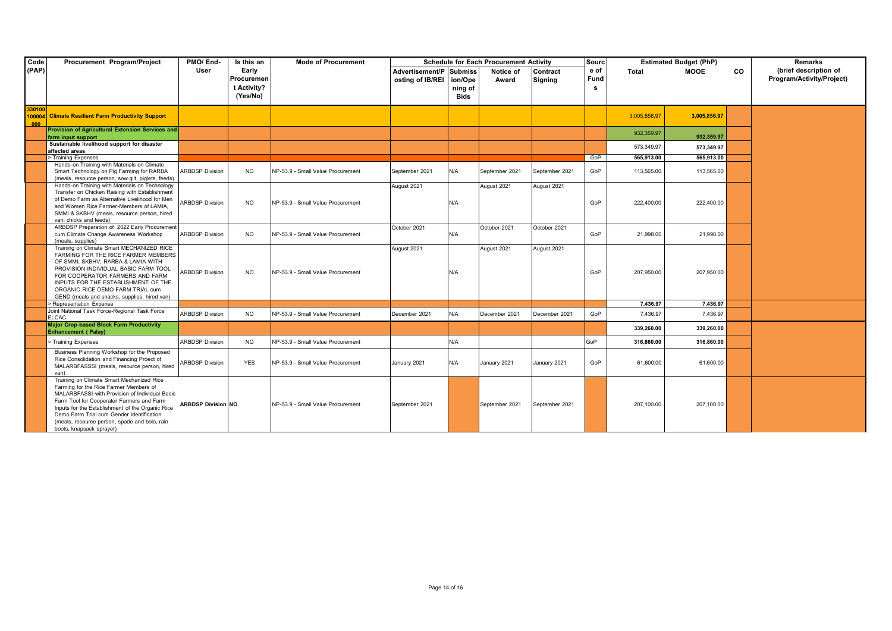| Code (PAP) | Procurement Program/Project | PMO/ End-User | Is this an Early Procurement Activity? (Yes/No) | Mode of Procurement | Schedule for Each Procurement Activity | | | | Source of Funds | Estimated Budget (PhP) | | | Remarks (brief description of Program/Activity/Project) |
|---|---|---|---|---|---|---|---|---|---|---|---|---|---|
| | | | | | Advertisement/Posting of IB/REI | Submission/Opening of Bids | Notice of Award | Contract Signing | | Total | MOOE | CO | |
| 330100100004000 | **Climate Resilient Farm Productivity Support** | | | | | | | | | 3,005,856.97 | 3,005,856.97 | | |
| | **Provision of Agricultural Extension Services and farm input support** | | | | | | | | | 932,359.97 | 932,359.97 | | |
| | **Sustainable livelihood support for disaster affected areas** | | | | | | | | | 573,349.97 | 573,349.97 | | |
| | > Training Expenses | | | | | | | | GoP | 565,913.00 | 565,913.00 | | |
| | Hands-on Training with Materials on Climate Smart Technology on Pig Farming for RARBA (meals, resource person, sow.gilt, piglets, feeds) | ARBDSP Division | NO | NP-53.9 - Small Value Procurement | September 2021 | N/A | September 2021 | September 2021 | GoP | 113,565.00 | 113,565.00 | | |
| | Hands-on Training with Materials on Technology Transfer on Chicken Raising with Establishment of Demo Farm as Alternative Livelihood for Men and Women Rice Farmer-Members of LAMIA, SMMI & SKBHV (meals, resource person, hired van, chicks and feeds) | ARBDSP Division | NO | NP-53.9 - Small Value Procurement | August 2021 | N/A | August 2021 | August 2021 | GoP | 222,400.00 | 222,400.00 | | |
| | ARBDSP Preparation of 2022 Early Procurement cum Climate Change Awareness Workshop (meals, supplies) | ARBDSP Division | NO | NP-53.9 - Small Value Procurement | October 2021 | N/A | October 2021 | October 2021 | GoP | 21,998.00 | 21,998.00 | | |
| | Training on Climate Smart MECHANIZED RICE FARMING FOR THE RICE FARMER MEMBERS OF SMMI, SKBHV, RARBA & LAMIA WITH PROVISION INDIVIDUAL BASIC FARM TOOL FOR COOPERATOR FARMERS AND FARM INPUTS FOR THE ESTABLISHMENT OF THE ORGANIC RICE DEMO FARM TRIAL cum GEND (meals and snacks, supplies, hired van) | ARBDSP Division | NO | NP-53.9 - Small Value Procurement | August 2021 | N/A | August 2021 | August 2021 | GoP | 207,950.00 | 207,950.00 | | |
| | > Representation Expense | | | | | | | | | 7,436.97 | 7,436.97 | | |
| | Joint National Task Force-Regional Task Force ELCAC | ARBDSP Division | NO | NP-53.9 - Small Value Procurement | December 2021 | N/A | December 2021 | December 2021 | GoP | 7,436.97 | 7,436.97 | | |
| | **Major Crop-based Block Farm Productivity Enhancement ( Palay)** | | | | | | | | | 339,260.00 | 339,260.00 | | |
| | > Training Expenses | ARBDSP Division | NO | NP-53.9 - Small Value Procurement | | N/A | | | GoP | 316,860.00 | 316,860.00 | | |
| | Business Planning Workshop for the Proposed Rice Consolidation and Financing Proect of MALARBFASSSI (meals, resource person, hired van) | ARBDSP Division | YES | NP-53.9 - Small Value Procurement | January 2021 | N/A | January 2021 | January 2021 | GoP | 61,600.00 | 61,600.00 | | |
| | Training on Climate Smart Mechanized Rice Farming for the Rice Farmer Members of MALARBFASSI with Provision of Individual Basic Farm Tool for Cooperator Farmers and Farm Inputs for the Establishment of the Organic Rice Demo Farm Trial cum Gender Identification (meals, resource person, spade and bolo, rain boots, knapsack sprayer) | **ARBDSP Division** | **NO** | NP-53.9 - Small Value Procurement | September 2021 | | September 2021 | September 2021 | | 207,100.00 | 207,100.00 | | |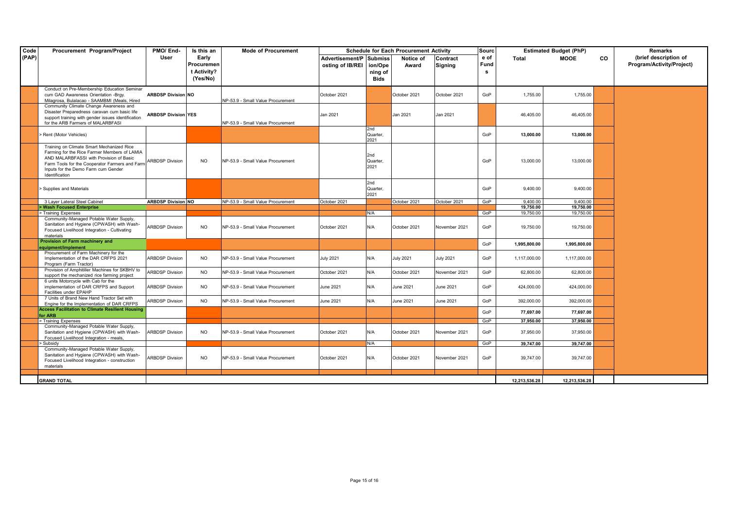| Code (PAP) | Procurement Program/Project | PMO/ End-User | Is this an Early Procurement Activity? (Yes/No) | Mode of Procurement | Schedule for Each Procurement Activity | | | | Source of Funds | Estimated Budget (PhP) | | | Remarks (brief description of Program/Activity/Project) |
|---|---|---|---|---|---|---|---|---|---|---|---|---|---|
| | | | | | Advertisement/Posting of IB/REI | Submission/Opening of Bids | Notice of Award | Contract Signing | | Total | MOOE | CO | |
| | Conduct on Pre-Membership Education Seminar cum GAD Awareness Orientation -Brgy. Milagrosa, Bulalacao - SAAMBMI (Meals, Hired | ARBDSP Division | NO | NP-53.9 - Small Value Procurement | October 2021 | | October 2021 | October 2021 | GoP | 1,755.00 | 1,755.00 | | |
| | Community Climate Change Awareness and Disaster Preparedness caravan cum basic life support training with gender issues identification for the ARB Farmers of MALARBFASI | ARBDSP Division | YES | NP-53.9 - Small Value Procurement | Jan 2021 | | Jan 2021 | Jan 2021 | | 46,405.00 | 46,405.00 | | |
| | > Rent (Motor Vehicles) | | | | | 2nd Quarter, 2021 | | | GoP | **13,000.00** | **13,000.00** | | |
| | Training on Climate Smart Mechanized Rice Farming for the Rice Farmer Members of LAMIA AND MALARBFASSI with Provision of Basic Farm Tools for the Cooperator Farmers and Farm Inputs for the Demo Farm cum Gender Identification | ARBDSP Division | NO | NP-53.9 - Small Value Procurement | | 2nd Quarter, 2021 | | | GoP | 13,000.00 | 13,000.00 | | |
| | > Supplies and Materials | | | | | 2nd Quarter, 2021 | | | GoP | 9,400.00 | 9,400.00 | | |
| | 3 Layer Lateral Steel Cabinet | ARBDSP Division | NO | NP-53.9 - Small Value Procurement | October 2021 | | October 2021 | October 2021 | GoP | 9,400.00 | 9,400.00 | | |
| | **> Wash Focused Enterprise** | | | | | | | | | **19,750.00** | **19,750.00** | | |
| | > Training Expenses | | | | | N/A | | | GoP | 19,750.00 | 19,750.00 | | |
| | Community-Managed Potable Water Supply, Sanitation and Hygiene (CPWASH) with Wash-Focused Livelihood Integration - Cultivating materials | ARBDSP Division | NO | NP-53.9 - Small Value Procurement | October 2021 | N/A | October 2021 | November 2021 | GoP | 19,750.00 | 19,750.00 | | |
| | **Provision of Farm machinery and equipment/implement** | | | | | | | | GoP | **1,995,800.00** | **1,995,800.00** | | |
| | Procurement of Farm Machinery for the Implementation of the DAR CRFPS 2021 Program (Farm Tractor) | ARBDSP Division | NO | NP-53.9 - Small Value Procurement | July 2021 | N/A | July 2021 | July 2021 | GoP | 1,117,000.00 | 1,117,000.00 | | |
| | Provision of Amphitiller Machines for SKBHV to support the mechanized rice farming project | ARBDSP Division | NO | NP-53.9 - Small Value Procurement | October 2021 | N/A | October 2021 | November 2021 | GoP | 62,800.00 | 62,800.00 | | |
| | 6 units Motorcycle with Cab for the implementation of DAR CRFPS and Support Facilities under EPAHP | ARBDSP Division | NO | NP-53.9 - Small Value Procurement | June 2021 | N/A | June 2021 | June 2021 | GoP | 424,000.00 | 424,000.00 | | |
| | 7 Units of Brand New Hand Tractor Set with Engine for the Implementation of DAR CRFPS | ARBDSP Division | NO | NP-53.9 - Small Value Procurement | June 2021 | N/A | June 2021 | June 2021 | GoP | 392,000.00 | 392,000.00 | | |
| | **Access Facilitation to Climate Resilient Housing for ARB** | | | | | | | | GoP | **77,697.00** | **77,697.00** | | |
| | > Training Expenses | | | | | | | | GoP | **37,950.00** | **37,950.00** | | |
| | Community-Managed Potable Water Supply, Sanitation and Hygiene (CPWASH) with Wash-Focused Livelihood Integration - meals, | ARBDSP Division | NO | NP-53.9 - Small Value Procurement | October 2021 | N/A | October 2021 | November 2021 | GoP | 37,950.00 | 37,950.00 | | |
| | > Subsidy | | | | | N/A | | | GoP | **39,747.00** | **39,747.00** | | |
| | Community-Managed Potable Water Supply, Sanitation and Hygiene (CPWASH) with Wash-Focused Livelihood Integration - construction materials | ARBDSP Division | NO | NP-53.9 - Small Value Procurement | October 2021 | N/A | October 2021 | November 2021 | GoP | 39,747.00 | 39,747.00 | | |
| | **GRAND TOTAL** | | | | | | | | | **12,213,536.28** | **12,213,536.28** | | |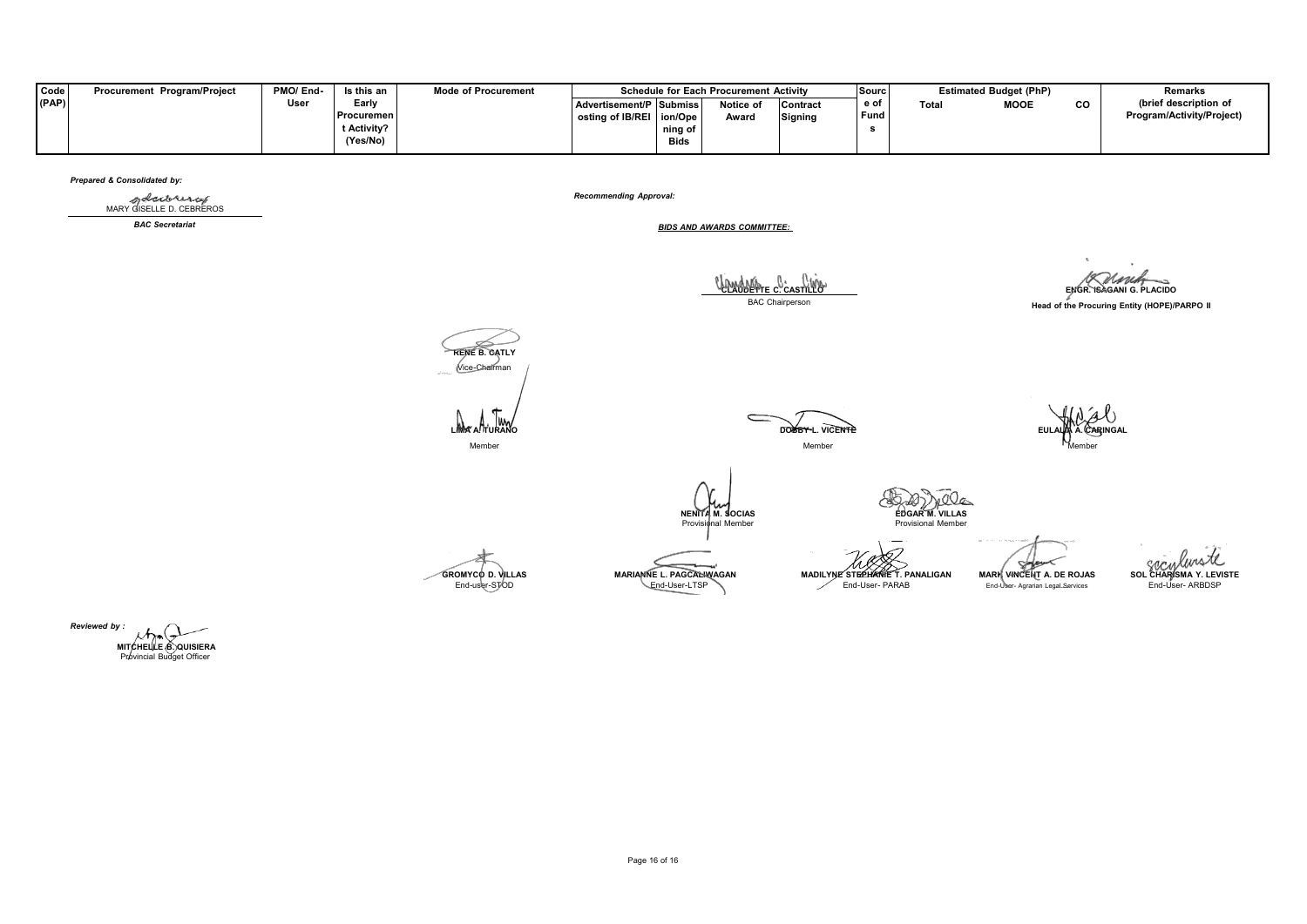| Code (PAP) | Procurement Program/Project | PMO/ End-User | Is this an Early Procurement Activity? (Yes/No) | Mode of Procurement | Schedule for Each Procurement Activity | | | | Source of Funds | Estimated Budget (PhP) | | | Remarks (brief description of Program/Activity/Project) |
|---|---|---|---|---|---|---|---|---|---|---|---|---|---|
| | | | | | Advertisement/Posting of IB/REI | Submission/Opening of Bids | Notice of Award | Contract Signing | | Total | MOOE | CO | |

***Prepared & Consolidated by:***

MARY GISELLE D. CEBREROS
***BAC Secretariat***

***Recommending Approval:***

***BIDS AND AWARDS COMMITTEE:***

**CLAUDETTE C. CASTILLO**
BAC Chairperson

**ENGR. ISAGANI G. PLACIDO**
**Head of the Procuring Entity (HOPE)/PARPO II**

**RENE B. CATLY**
Vice-Chairman

**LIMA A. TURANO**
Member

**DOBBY L. VICENTE**
Member

**EULALIA A. CARINGAL**
Member

**NENITA M. SOCIAS**
Provisional Member

**EDGAR M. VILLAS**
Provisional Member

**GROMYCO D. VILLAS**
End-user-STOD

**MARIANNE L. PAGCALIWAGAN**
End-User-LTSP

**MADILYNE STEPHANIE T. PANALIGAN**
End-User- PARAB

**MARK VINCENT A. DE ROJAS**
End-User- Agrarian Legal Services

**SOL CHARISMA Y. LEVISTE**
End-User- ARBDSP

***Reviewed by :***

**MITCHELLE B. QUISIERA**
Provincial Budget Officer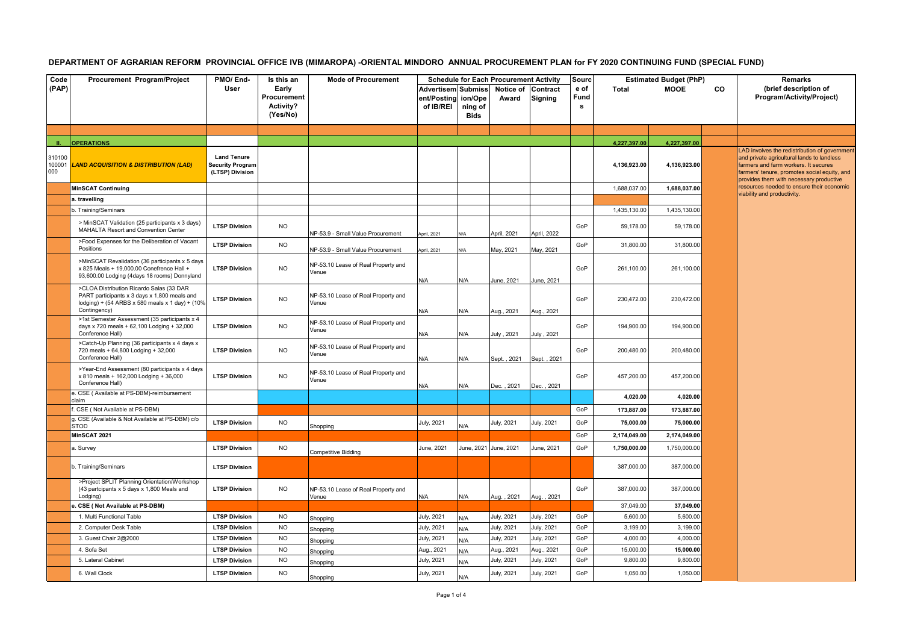# DEPARTMENT OF AGRARIAN REFORM PROVINCIAL OFFICE IVB (MIMAROPA) -ORIENTAL MINDORO ANNUAL PROCUREMENT PLAN for FY 2020 CONTINUING FUND (SPECIAL FUND)

| Code (PAP) | Procurement Program/Project | PMO/ End-User | Is this an Early Procurement Activity? (Yes/No) | Mode of Procurement | Schedule for Each Procurement Activity | | | | Source of Funds | Estimated Budget (PhP) | | | Remarks (brief description of Program/Activity/Project) |
|---|---|---|---|---|---|---|---|---|---|---|---|---|---|
| | | | | | Advertisement/Posting of IB/REI | Submission/Opening of Bids | Notice of Award | Contract Signing | | Total | MOOE | CO | |
| | | | | | | | | | | | | | |
| II. | OPERATIONS | | | | | | | | | 4,227,397.00 | 4,227,397.00 | | |
| 310100100001000 | *LAND ACQUISITION & DISTRIBUTION (LAD)* | Land Tenure Security Program (LTSP) Division | | | | | | | | 4,136,923.00 | 4,136,923.00 | | LAD involves the redistribution of government and private agricultural lands to landless farmers and farm workers. It secures farmers' tenure, promotes social equity, and provides them with necessary productive resources needed to ensure their economic viability and productivity. |
| | MinSCAT Continuing | | | | | | | | | 1,688,037.00 | 1,688,037.00 | | |
| | a. travelling | | | | | | | | | | | | |
| | b. Training/Seminars | | | | | | | | | 1,435,130.00 | 1,435,130.00 | | |
| | > MinSCAT Validation (25 participants x 3 days) MAHALTA Resort and Convention Center | LTSP Division | NO | NP-53.9 - Small Value Procurement | April, 2021 | N/A | April, 2021 | April, 2022 | GoP | 59,178.00 | 59,178.00 | | |
| | >Food Expenses for the Deliberation of Vacant Positions | LTSP Division | NO | NP-53.9 - Small Value Procurement | April, 2021 | N/A | May, 2021 | May, 2021 | GoP | 31,800.00 | 31,800.00 | | |
| | >MinSCAT Revalidation (36 participants x 5 days x 825 Meals + 19,000.00 Conefrence Hall + 93,600.00 Lodging (4days 18 rooms) Donnyland | LTSP Division | NO | NP-53.10 Lease of Real Property and Venue | N/A | N/A | June, 2021 | June, 2021 | GoP | 261,100.00 | 261,100.00 | | |
| | >CLOA Distribution Ricardo Salas (33 DAR PART participants x 3 days x 1,800 meals and lodging) + (54 ARBS x 580 meals x 1 day) + (10% Contingency) | LTSP Division | NO | NP-53.10 Lease of Real Property and Venue | N/A | N/A | Aug., 2021 | Aug., 2021 | GoP | 230,472.00 | 230,472.00 | | |
| | >1st Semester Assessment (35 participants x 4 days x 720 meals + 62,100 Lodging + 32,000 Conference Hall) | LTSP Division | NO | NP-53.10 Lease of Real Property and Venue | N/A | N/A | July , 2021 | July , 2021 | GoP | 194,900.00 | 194,900.00 | | |
| | >Catch-Up Planning (36 participants x 4 days x 720 meals + 64,800 Lodging + 32,000 Conference Hall) | LTSP Division | NO | NP-53.10 Lease of Real Property and Venue | N/A | N/A | Sept. , 2021 | Sept. , 2021 | GoP | 200,480.00 | 200,480.00 | | |
| | >Year-End Assessment (80 participants x 4 days x 810 meals + 162,000 Lodging + 36,000 Conference Hall) | LTSP Division | NO | NP-53.10 Lease of Real Property and Venue | N/A | N/A | Dec. , 2021 | Dec. , 2021 | GoP | 457,200.00 | 457,200.00 | | |
| | e. CSE ( Available at PS-DBM)-reimbursement claim | | | | | | | | | 4,020.00 | 4,020.00 | | |
| | f. CSE ( Not Available at PS-DBM) | | | | | | | | GoP | 173,887.00 | 173,887.00 | | |
| | g. CSE (Available & Not Available at PS-DBM) c/o STOD | LTSP Division | NO | Shopping | July, 2021 | N/A | July, 2021 | July, 2021 | GoP | 75,000.00 | 75,000.00 | | |
| | MinSCAT 2021 | | | | | | | | GoP | 2,174,049.00 | 2,174,049.00 | | |
| | a. Survey | LTSP Division | NO | Competitive Bidding | June, 2021 | June, 2021 | June, 2021 | June, 2021 | GoP | 1,750,000.00 | 1,750,000.00 | | |
| | b. Training/Seminars | LTSP Division | | | | | | | | 387,000.00 | 387,000.00 | | |
| | >Project SPLIT Planning Orientation/Workshop (43 partcipants x 5 days x 1,800 Meals and Lodging) | LTSP Division | NO | NP-53.10 Lease of Real Property and Venue | N/A | N/A | Aug. , 2021 | Aug. , 2021 | GoP | 387,000.00 | 387,000.00 | | |
| | e. CSE ( Not Available at PS-DBM) | | | | | | | | | 37,049.00 | 37,049.00 | | |
| | 1. Multi Functional Table | LTSP Division | NO | Shopping | July, 2021 | N/A | July, 2021 | July, 2021 | GoP | 5,600.00 | 5,600.00 | | |
| | 2. Computer Desk Table | LTSP Division | NO | Shopping | July, 2021 | N/A | July, 2021 | July, 2021 | GoP | 3,199.00 | 3,199.00 | | |
| | 3. Guest Chair 2@2000 | LTSP Division | NO | Shopping | July, 2021 | N/A | July, 2021 | July, 2021 | GoP | 4,000.00 | 4,000.00 | | |
| | 4. Sofa Set | LTSP Division | NO | Shopping | Aug., 2021 | N/A | Aug., 2021 | Aug., 2021 | GoP | 15,000.00 | 15,000.00 | | |
| | 5. Lateral Cabinet | LTSP Division | NO | Shopping | July, 2021 | N/A | July, 2021 | July, 2021 | GoP | 9,800.00 | 9,800.00 | | |
| | 6. Wall Clock | LTSP Division | NO | Shopping | July, 2021 | N/A | July, 2021 | July, 2021 | GoP | 1,050.00 | 1,050.00 | | |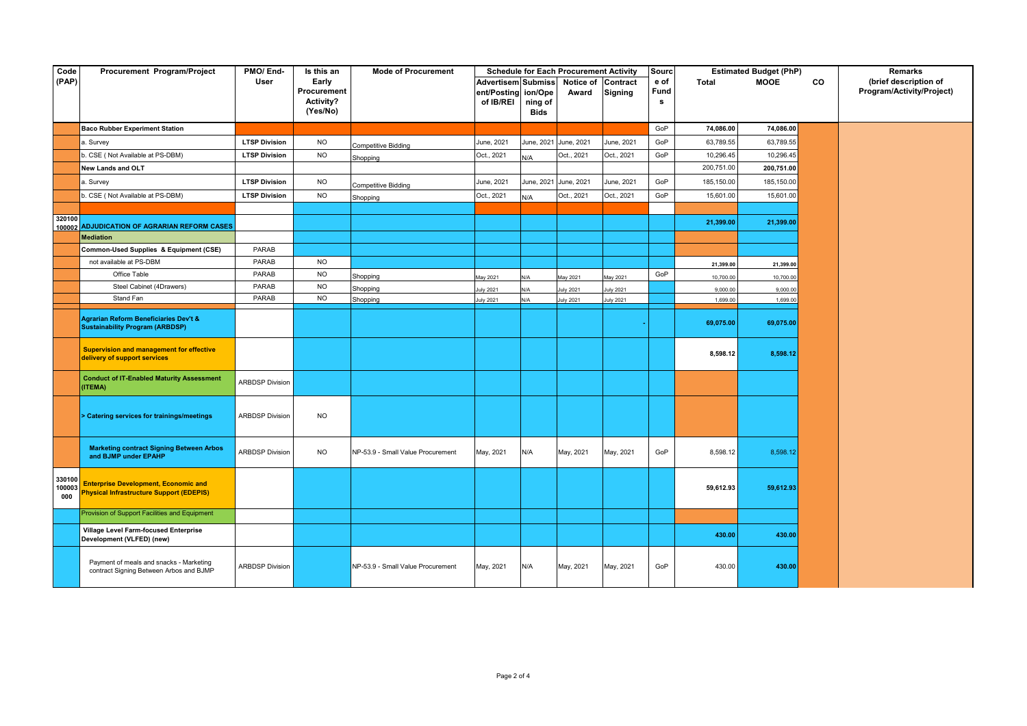| Code (PAP) | Procurement Program/Project | PMO/ End-User | Is this an Early Procurement Activity? (Yes/No) | Mode of Procurement | Schedule for Each Procurement Activity | | | | Source of Funds | Estimated Budget (PhP) | | | Remarks (brief description of Program/Activity/Project) |
|---|---|---|---|---|---|---|---|---|---|---|---|---|---|
| | | | | | Advertisement/Posting of IB/REI | Submission/Opening of Bids | Notice of Award | Contract Signing | | Total | MOOE | CO | |
| | **Baco Rubber Experiment Station** | | | | | | | | GoP | 74,086.00 | 74,086.00 | | |
| | a. Survey | **LTSP Division** | NO | Competitive Bidding | June, 2021 | June, 2021 | June, 2021 | June, 2021 | GoP | 63,789.55 | 63,789.55 | | |
| | b. CSE ( Not Available at PS-DBM) | **LTSP Division** | NO | Shopping | Oct., 2021 | N/A | Oct., 2021 | Oct., 2021 | GoP | 10,296.45 | 10,296.45 | | |
| | **New Lands and OLT** | | | | | | | | | 200,751.00 | 200,751.00 | | |
| | a. Survey | **LTSP Division** | NO | Competitive Bidding | June, 2021 | June, 2021 | June, 2021 | June, 2021 | GoP | 185,150.00 | 185,150.00 | | |
| | b. CSE ( Not Available at PS-DBM) | **LTSP Division** | NO | Shopping | Oct., 2021 | N/A | Oct., 2021 | Oct., 2021 | GoP | 15,601.00 | 15,601.00 | | |
| | | | | | | | | | | | | | |
| 320100 100002 | **ADJUDICATION OF AGRARIAN REFORM CASES** | | | | | | | | | 21,399.00 | 21,399.00 | | |
| | **Mediation** | | | | | | | | | | | | |
| | **Common-Used Supplies & Equipment (CSE)** | PARAB | | | | | | | | | | | |
| | not available at PS-DBM | PARAB | NO | | | | | | | 21,399.00 | 21,399.00 | | |
| | Office Table | PARAB | NO | Shopping | May 2021 | N/A | May 2021 | May 2021 | GoP | 10,700.00 | 10,700.00 | | |
| | Steel Cabinet (4Drawers) | PARAB | NO | Shopping | July 2021 | N/A | July 2021 | July 2021 | | 9,000.00 | 9,000.00 | | |
| | Stand Fan | PARAB | NO | Shopping | July 2021 | N/A | July 2021 | July 2021 | | 1,699.00 | 1,699.00 | | |
| | | | | | | | | | | | | | |
| | **Agrarian Reform Beneficiaries Dev't & Sustainability Program (ARBDSP)** | | | | | | | - | | 69,075.00 | 69,075.00 | | |
| | **Supervision and management for effective delivery of support services** | | | | | | | | | 8,598.12 | 8,598.12 | | |
| | **Conduct of IT-Enabled Maturity Assessment (ITEMA)** | ARBDSP Division | | | | | | | | | | | |
| | **> Catering services for trainings/meetings** | ARBDSP Division | NO | | | | | | | | | | |
| | **Marketing contract Signing Between Arbos and BJMP under EPAHP** | ARBDSP Division | NO | NP-53.9 - Small Value Procurement | May, 2021 | N/A | May, 2021 | May, 2021 | GoP | 8,598.12 | 8,598.12 | | |
| 330100 100003 000 | **Enterprise Development, Economic and Physical Infrastructure Support (EDEPIS)** | | | | | | | | | 59,612.93 | 59,612.93 | | |
| | Provision of Support Facilities and Equipment | | | | | | | | | | | | |
| | **Village Level Farm-focused Enterprise Development (VLFED) (new)** | | | | | | | | | 430.00 | 430.00 | | |
| | Payment of meals and snacks - Marketing contract Signing Between Arbos and BJMP | ARBDSP Division | | NP-53.9 - Small Value Procurement | May, 2021 | N/A | May, 2021 | May, 2021 | GoP | 430.00 | 430.00 | | |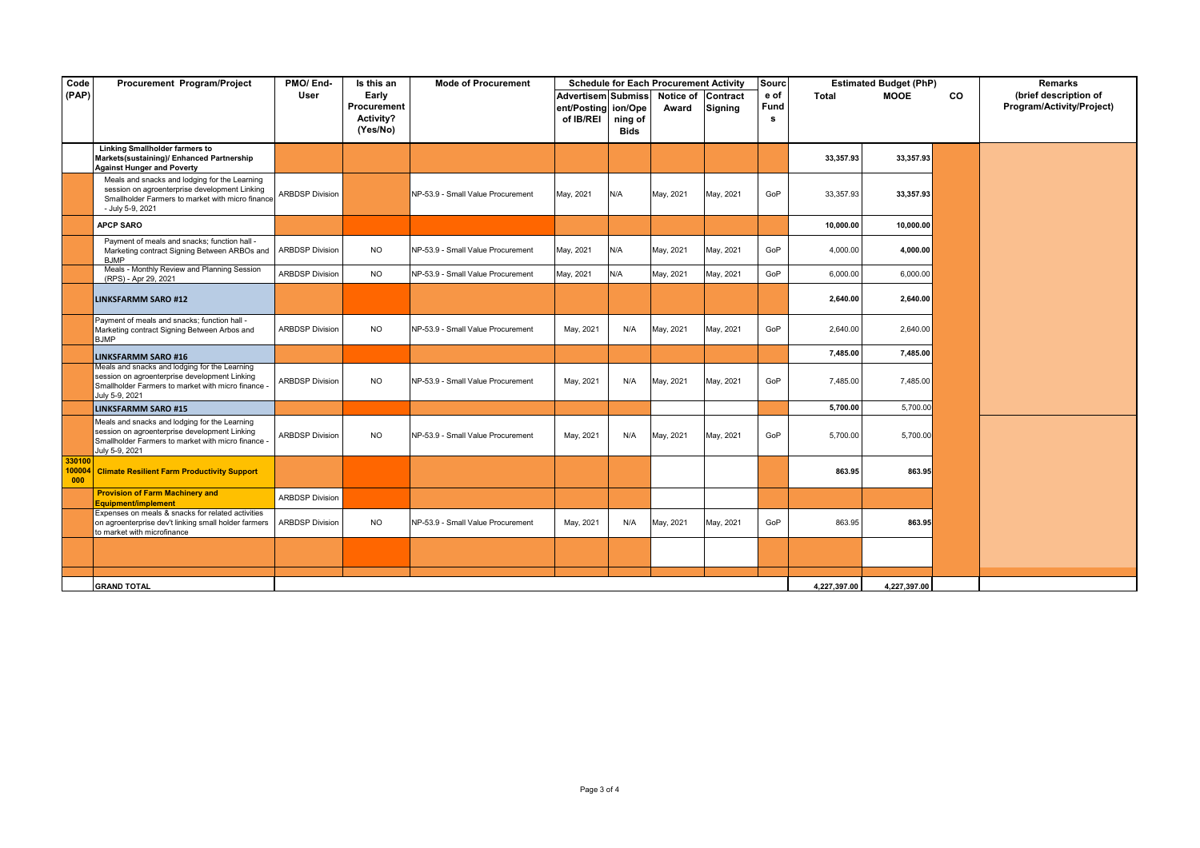| Code (PAP) | Procurement Program/Project | PMO/ End-User | Is this an Early Procurement Activity? (Yes/No) | Mode of Procurement | Schedule for Each Procurement Activity | | | | Source of Funds | Estimated Budget (PhP) | | | Remarks (brief description of Program/Activity/Project) |
|---|---|---|---|---|---|---|---|---|---|---|---|---|---|
| | | | | | Advertisement/Posting of IB/REI | Submission/Opening of Bids | Notice of Award | Contract Signing | | Total | MOOE | CO | |
| | **Linking Smallholder farmers to Markets(sustaining)/ Enhanced Partnership Against Hunger and Poverty** | | | | | | | | | **33,357.93** | **33,357.93** | | |
| | Meals and snacks and lodging for the Learning session on agroenterprise development Linking Smallholder Farmers to market with micro finance - July 5-9, 2021 | ARBDSP Division | | NP-53.9 - Small Value Procurement | May, 2021 | N/A | May, 2021 | May, 2021 | GoP | 33,357.93 | **33,357.93** | | |
| | **APCP SARO** | | | | | | | | | **10,000.00** | **10,000.00** | | |
| | Payment of meals and snacks; function hall - Marketing contract Signing Between ARBOs and BJMP | ARBDSP Division | NO | NP-53.9 - Small Value Procurement | May, 2021 | N/A | May, 2021 | May, 2021 | GoP | 4,000.00 | **4,000.00** | | |
| | Meals - Monthly Review and Planning Session (RPS) - Apr 29, 2021 | ARBDSP Division | NO | NP-53.9 - Small Value Procurement | May, 2021 | N/A | May, 2021 | May, 2021 | GoP | 6,000.00 | 6,000.00 | | |
| | **LINKSFARMM SARO #12** | | | | | | | | | **2,640.00** | **2,640.00** | | |
| | Payment of meals and snacks; function hall - Marketing contract Signing Between Arbos and BJMP | ARBDSP Division | NO | NP-53.9 - Small Value Procurement | May, 2021 | N/A | May, 2021 | May, 2021 | GoP | 2,640.00 | 2,640.00 | | |
| | **LINKSFARMM SARO #16** | | | | | | | | | **7,485.00** | **7,485.00** | | |
| | Meals and snacks and lodging for the Learning session on agroenterprise development Linking Smallholder Farmers to market with micro finance - July 5-9, 2021 | ARBDSP Division | NO | NP-53.9 - Small Value Procurement | May, 2021 | N/A | May, 2021 | May, 2021 | GoP | 7,485.00 | 7,485.00 | | |
| | **LINKSFARMM SARO #15** | | | | | | | | | **5,700.00** | 5,700.00 | | |
| | Meals and snacks and lodging for the Learning session on agroenterprise development Linking Smallholder Farmers to market with micro finance - July 5-9, 2021 | ARBDSP Division | NO | NP-53.9 - Small Value Procurement | May, 2021 | N/A | May, 2021 | May, 2021 | GoP | 5,700.00 | 5,700.00 | | |
| **330100100004000** | **Climate Resilient Farm Productivity Support** | | | | | | | | | **863.95** | **863.95** | | |
| | **Provision of Farm Machinery and Equipment/Implement** | ARBDSP Division | | | | | | | | | | | |
| | Expenses on meals & snacks for related activities on agroenterprise dev't linking small holder farmers to market with microfinance | ARBDSP Division | NO | NP-53.9 - Small Value Procurement | May, 2021 | N/A | May, 2021 | May, 2021 | GoP | 863.95 | **863.95** | | |
| | | | | | | | | | | | | | |
| | **GRAND TOTAL** | | | | | | | | | **4,227,397.00** | **4,227,397.00** | | |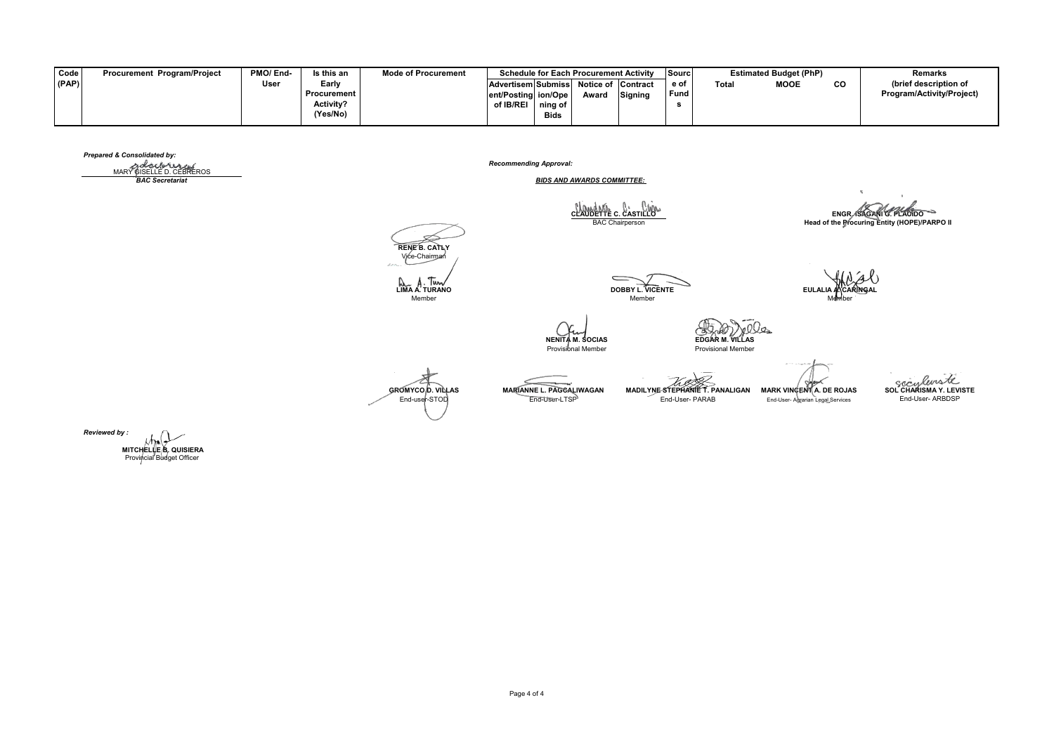| Code (PAP) | Procurement Program/Project | PMO/ End-User | Is this an Early Procurement Activity? (Yes/No) | Mode of Procurement | Schedule for Each Procurement Activity | | | | Source of Funds | Estimated Budget (PhP) | | | Remarks (brief description of Program/Activity/Project) |
|---|---|---|---|---|---|---|---|---|---|---|---|---|---|
| | | | | | Advertisement/Posting of IB/REI | Submission/Opening of Bids | Notice of Award | Contract Signing | | Total | MOOE | CO | |

*Prepared & Consolidated by:*

MARY GISELLE D. CEBREROS
***BAC Secretariat***

*Recommending Approval:*

***BIDS AND AWARDS COMMITTEE:***

**CLAUDETTE C. CASTILLO**
BAC Chairperson

**ENGR. ISAGANI G. PLACIDO**
**Head of the Procuring Entity (HOPE)/PARPO II**

**RENE B. CATLY**
Vice-Chairman

**LIMA A. TURANO**
Member

**DOBBY L. VICENTE**
Member

**EULALIA A. CARINGAL**
Member

**NENITA M. SOCIAS**
Provisional Member

**EDGAR M. VILLAS**
Provisional Member

**GROMYCO D. VILLAS**
End-user-STOD

**MARIANNE L. PAGCALIWAGAN**
End-User-LTSP

**MADILYNE STEPHANIE T. PANALIGAN**
End-User- PARAB

**MARK VINCENT A. DE ROJAS**
End-User- Agrarian Legal Services

**SOL CHARISMA Y. LEVISTE**
End-User- ARBDSP

*Reviewed by :*

**MITCHELLE B. QUISIERA**
Provincial Budget Officer